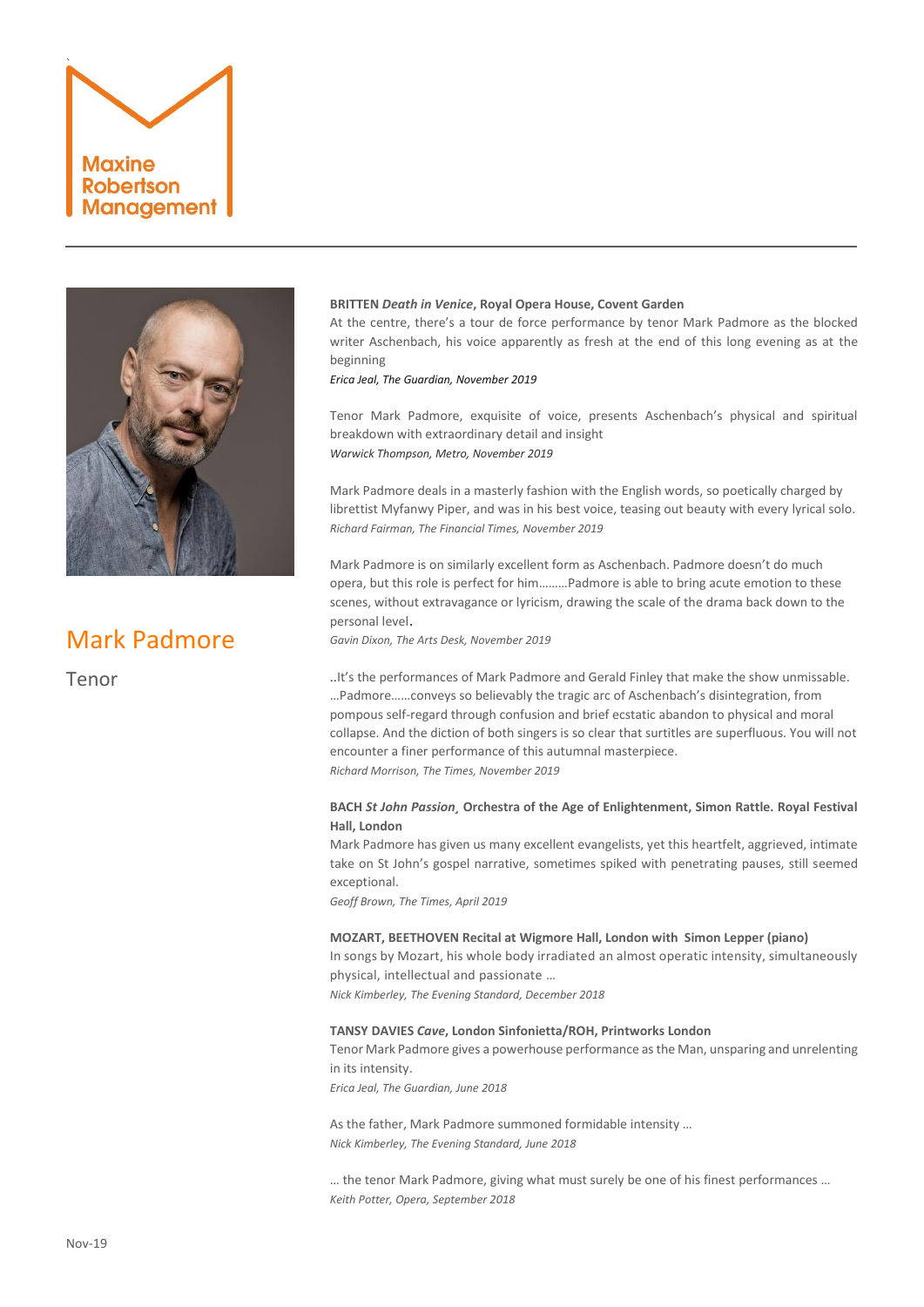Maxine Robertson Management

# Mark Padmore

Tenor

**BRITTEN *Death in Venice*, Royal Opera House, Covent Garden**

At the centre, there's a tour de force performance by tenor Mark Padmore as the blocked writer Aschenbach, his voice apparently as fresh at the end of this long evening as at the beginning

*Erica Jeal, The Guardian, November 2019*

Tenor Mark Padmore, exquisite of voice, presents Aschenbach's physical and spiritual breakdown with extraordinary detail and insight

*Warwick Thompson, Metro, November 2019*

Mark Padmore deals in a masterly fashion with the English words, so poetically charged by librettist Myfanwy Piper, and was in his best voice, teasing out beauty with every lyrical solo.

*Richard Fairman, The Financial Times, November 2019*

Mark Padmore is on similarly excellent form as Aschenbach. Padmore doesn't do much opera, but this role is perfect for him………Padmore is able to bring acute emotion to these scenes, without extravagance or lyricism, drawing the scale of the drama back down to the personal level.

*Gavin Dixon, The Arts Desk, November 2019*

..It's the performances of Mark Padmore and Gerald Finley that make the show unmissable. …Padmore……conveys so believably the tragic arc of Aschenbach's disintegration, from pompous self-regard through confusion and brief ecstatic abandon to physical and moral collapse. And the diction of both singers is so clear that surtitles are superfluous. You will not encounter a finer performance of this autumnal masterpiece.

*Richard Morrison, The Times, November 2019*

**BACH *St John Passion*¸ Orchestra of the Age of Enlightenment, Simon Rattle. Royal Festival Hall, London**

Mark Padmore has given us many excellent evangelists, yet this heartfelt, aggrieved, intimate take on St John's gospel narrative, sometimes spiked with penetrating pauses, still seemed exceptional.

*Geoff Brown, The Times, April 2019*

**MOZART, BEETHOVEN Recital at Wigmore Hall, London with Simon Lepper (piano)**

In songs by Mozart, his whole body irradiated an almost operatic intensity, simultaneously physical, intellectual and passionate …

*Nick Kimberley, The Evening Standard, December 2018*

**TANSY DAVIES *Cave*, London Sinfonietta/ROH, Printworks London**

Tenor Mark Padmore gives a powerhouse performance as the Man, unsparing and unrelenting in its intensity.

*Erica Jeal, The Guardian, June 2018*

As the father, Mark Padmore summoned formidable intensity …

*Nick Kimberley, The Evening Standard, June 2018*

… the tenor Mark Padmore, giving what must surely be one of his finest performances …

*Keith Potter, Opera, September 2018*

Nov-19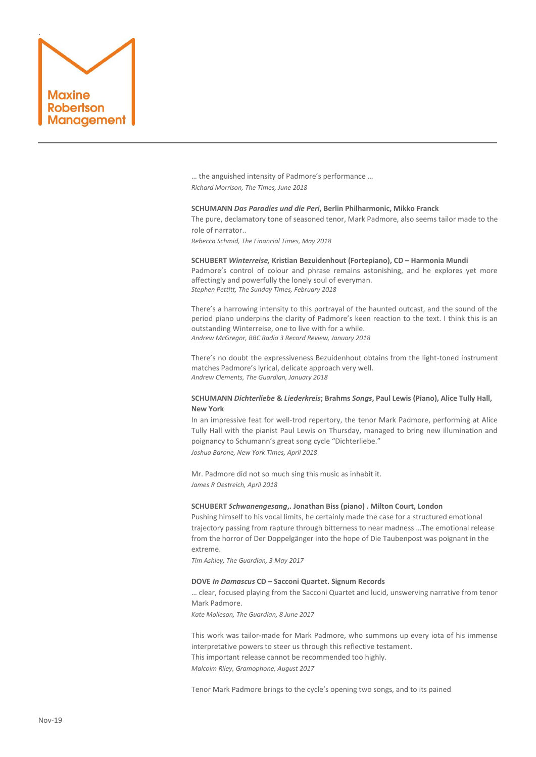… the anguished intensity of Padmore's performance …
*Richard Morrison, The Times, June 2018*

**SCHUMANN *Das Paradies und die Peri*, Berlin Philharmonic, Mikko Franck**
The pure, declamatory tone of seasoned tenor, Mark Padmore, also seems tailor made to the role of narrator..
*Rebecca Schmid, The Financial Times, May 2018*

**SCHUBERT *Winterreise,* Kristian Bezuidenhout (Fortepiano), CD – Harmonia Mundi**
Padmore's control of colour and phrase remains astonishing, and he explores yet more affectingly and powerfully the lonely soul of everyman.
*Stephen Pettitt, The Sunday Times, February 2018*

There's a harrowing intensity to this portrayal of the haunted outcast, and the sound of the period piano underpins the clarity of Padmore's keen reaction to the text. I think this is an outstanding Winterreise, one to live with for a while.
*Andrew McGregor, BBC Radio 3 Record Review, January 2018*

There's no doubt the expressiveness Bezuidenhout obtains from the light-toned instrument matches Padmore's lyrical, delicate approach very well.
*Andrew Clements, The Guardian, January 2018*

**SCHUMANN *Dichterliebe* & *Liederkreis*; Brahms *Songs*, Paul Lewis (Piano), Alice Tully Hall, New York**
In an impressive feat for well-trod repertory, the tenor Mark Padmore, performing at Alice Tully Hall with the pianist Paul Lewis on Thursday, managed to bring new illumination and poignancy to Schumann's great song cycle "Dichterliebe."
*Joshua Barone, New York Times, April 2018*

Mr. Padmore did not so much sing this music as inhabit it.
*James R Oestreich, April 2018*

**SCHUBERT *Schwanengesang*,. Jonathan Biss (piano) . Milton Court, London**
Pushing himself to his vocal limits, he certainly made the case for a structured emotional trajectory passing from rapture through bitterness to near madness …The emotional release from the horror of Der Doppelgänger into the hope of Die Taubenpost was poignant in the extreme.
*Tim Ashley, The Guardian, 3 May 2017*

**DOVE *In Damascus* CD – Sacconi Quartet. Signum Records**
… clear, focused playing from the Sacconi Quartet and lucid, unswerving narrative from tenor Mark Padmore.
*Kate Molleson, The Guardian, 8 June 2017*

This work was tailor-made for Mark Padmore, who summons up every iota of his immense interpretative powers to steer us through this reflective testament.
This important release cannot be recommended too highly.
*Malcolm Riley, Gramophone, August 2017*

Tenor Mark Padmore brings to the cycle's opening two songs, and to its pained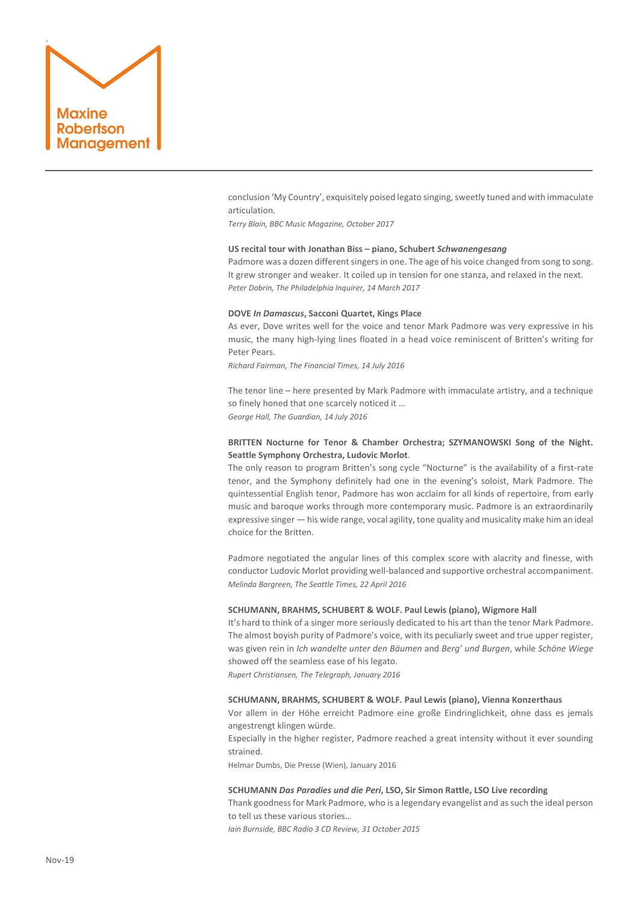conclusion 'My Country', exquisitely poised legato singing, sweetly tuned and with immaculate articulation.
*Terry Blain, BBC Music Magazine, October 2017*

**US recital tour with Jonathan Biss – piano, Schubert *Schwanengesang***
Padmore was a dozen different singers in one. The age of his voice changed from song to song. It grew stronger and weaker. It coiled up in tension for one stanza, and relaxed in the next.
*Peter Dobrin, The Philadelphia Inquirer, 14 March 2017*

**DOVE *In Damascus*, Sacconi Quartet, Kings Place**
As ever, Dove writes well for the voice and tenor Mark Padmore was very expressive in his music, the many high-lying lines floated in a head voice reminiscent of Britten's writing for Peter Pears.
*Richard Fairman, The Financial Times, 14 July 2016*

The tenor line – here presented by Mark Padmore with immaculate artistry, and a technique so finely honed that one scarcely noticed it …
*George Hall, The Guardian, 14 July 2016*

**BRITTEN Nocturne for Tenor & Chamber Orchestra; SZYMANOWSKI Song of the Night. Seattle Symphony Orchestra, Ludovic Morlot**.
The only reason to program Britten's song cycle "Nocturne" is the availability of a first-rate tenor, and the Symphony definitely had one in the evening's soloist, Mark Padmore. The quintessential English tenor, Padmore has won acclaim for all kinds of repertoire, from early music and baroque works through more contemporary music. Padmore is an extraordinarily expressive singer — his wide range, vocal agility, tone quality and musicality make him an ideal choice for the Britten.

Padmore negotiated the angular lines of this complex score with alacrity and finesse, with conductor Ludovic Morlot providing well-balanced and supportive orchestral accompaniment.
*Melinda Bargreen, The Seattle Times, 22 April 2016*

**SCHUMANN, BRAHMS, SCHUBERT & WOLF. Paul Lewis (piano), Wigmore Hall**
It's hard to think of a singer more seriously dedicated to his art than the tenor Mark Padmore. The almost boyish purity of Padmore's voice, with its peculiarly sweet and true upper register, was given rein in *Ich wandelte unter den Bäumen* and *Berg' und Burgen*, while *Schöne Wiege* showed off the seamless ease of his legato.
*Rupert Christiansen, The Telegraph, January 2016*

**SCHUMANN, BRAHMS, SCHUBERT & WOLF. Paul Lewis (piano), Vienna Konzerthaus**
Vor allem in der Höhe erreicht Padmore eine große Eindringlichkeit, ohne dass es jemals angestrengt klingen würde.
Especially in the higher register, Padmore reached a great intensity without it ever sounding strained.
Helmar Dumbs, Die Presse (Wien), January 2016

**SCHUMANN *Das Paradies und die Peri*, LSO, Sir Simon Rattle, LSO Live recording**
Thank goodness for Mark Padmore, who is a legendary evangelist and as such the ideal person to tell us these various stories…
*Iain Burnside, BBC Radio 3 CD Review, 31 October 2015*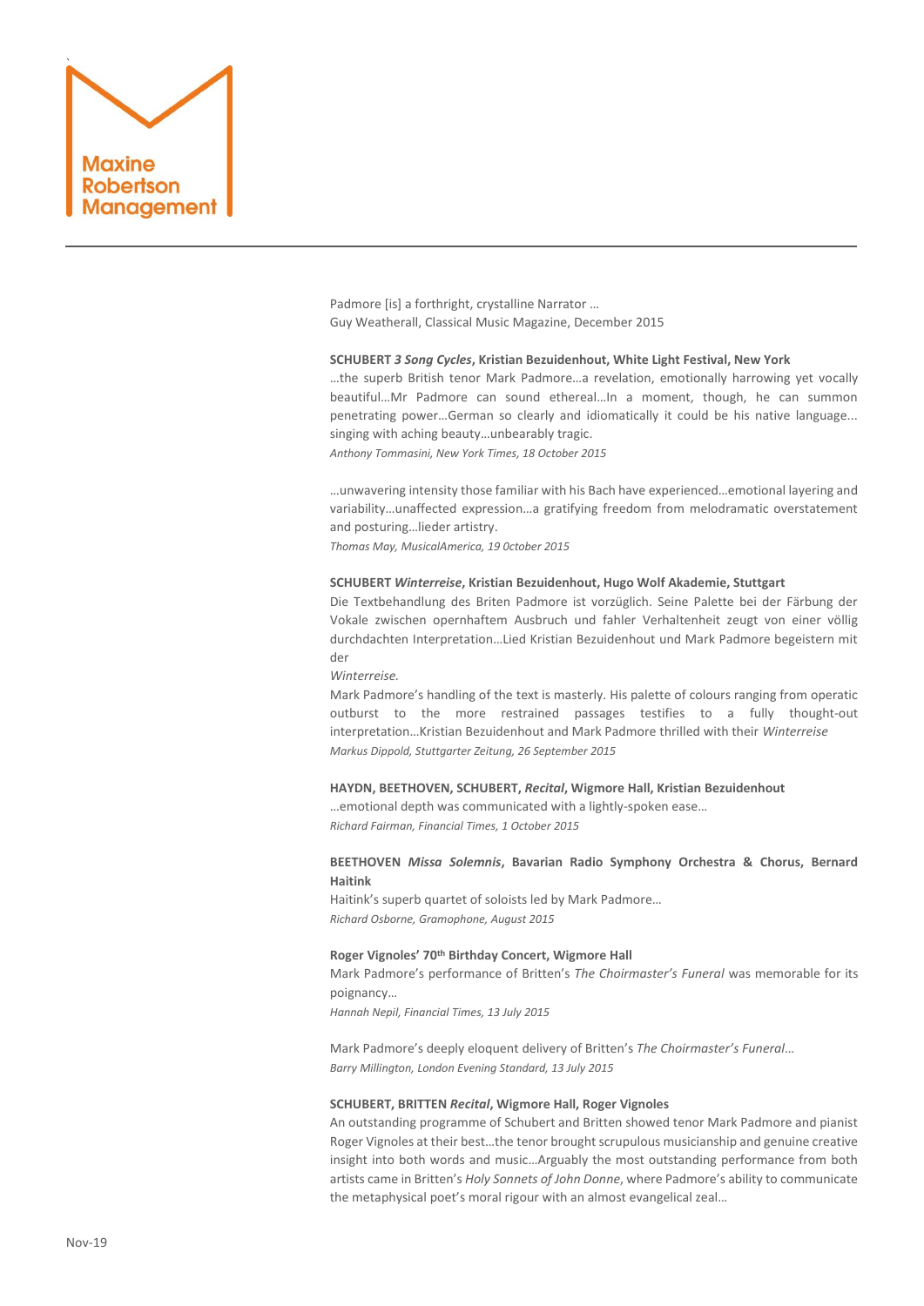Padmore [is] a forthright, crystalline Narrator …
Guy Weatherall, Classical Music Magazine, December 2015

**SCHUBERT *3 Song Cycles*, Kristian Bezuidenhout, White Light Festival, New York**

…the superb British tenor Mark Padmore…a revelation, emotionally harrowing yet vocally beautiful…Mr Padmore can sound ethereal…In a moment, though, he can summon penetrating power…German so clearly and idiomatically it could be his native language... singing with aching beauty…unbearably tragic.
*Anthony Tommasini, New York Times, 18 October 2015*

…unwavering intensity those familiar with his Bach have experienced…emotional layering and variability…unaffected expression…a gratifying freedom from melodramatic overstatement and posturing…lieder artistry.
*Thomas May, MusicalAmerica, 19 0ctober 2015*

**SCHUBERT *Winterreise*, Kristian Bezuidenhout, Hugo Wolf Akademie, Stuttgart**

Die Textbehandlung des Briten Padmore ist vorzüglich. Seine Palette bei der Färbung der Vokale zwischen opernhaftem Ausbruch und fahler Verhaltenheit zeugt von einer völlig durchdachten Interpretation…Lied Kristian Bezuidenhout und Mark Padmore begeistern mit der
*Winterreise.*
Mark Padmore's handling of the text is masterly. His palette of colours ranging from operatic outburst to the more restrained passages testifies to a fully thought-out interpretation…Kristian Bezuidenhout and Mark Padmore thrilled with their *Winterreise*
*Markus Dippold, Stuttgarter Zeitung, 26 September 2015*

**HAYDN, BEETHOVEN, SCHUBERT, *Recital*, Wigmore Hall, Kristian Bezuidenhout**

…emotional depth was communicated with a lightly-spoken ease…
*Richard Fairman, Financial Times, 1 October 2015*

**BEETHOVEN *Missa Solemnis*, Bavarian Radio Symphony Orchestra & Chorus, Bernard Haitink**

Haitink's superb quartet of soloists led by Mark Padmore…
*Richard Osborne, Gramophone, August 2015*

**Roger Vignoles' 70th Birthday Concert, Wigmore Hall**

Mark Padmore's performance of Britten's *The Choirmaster's Funeral* was memorable for its poignancy…
*Hannah Nepil, Financial Times, 13 July 2015*

Mark Padmore's deeply eloquent delivery of Britten's *The Choirmaster's Funeral*…
*Barry Millington, London Evening Standard, 13 July 2015*

**SCHUBERT, BRITTEN *Recital*, Wigmore Hall, Roger Vignoles**

An outstanding programme of Schubert and Britten showed tenor Mark Padmore and pianist Roger Vignoles at their best…the tenor brought scrupulous musicianship and genuine creative insight into both words and music…Arguably the most outstanding performance from both artists came in Britten's *Holy Sonnets of John Donne*, where Padmore's ability to communicate the metaphysical poet's moral rigour with an almost evangelical zeal…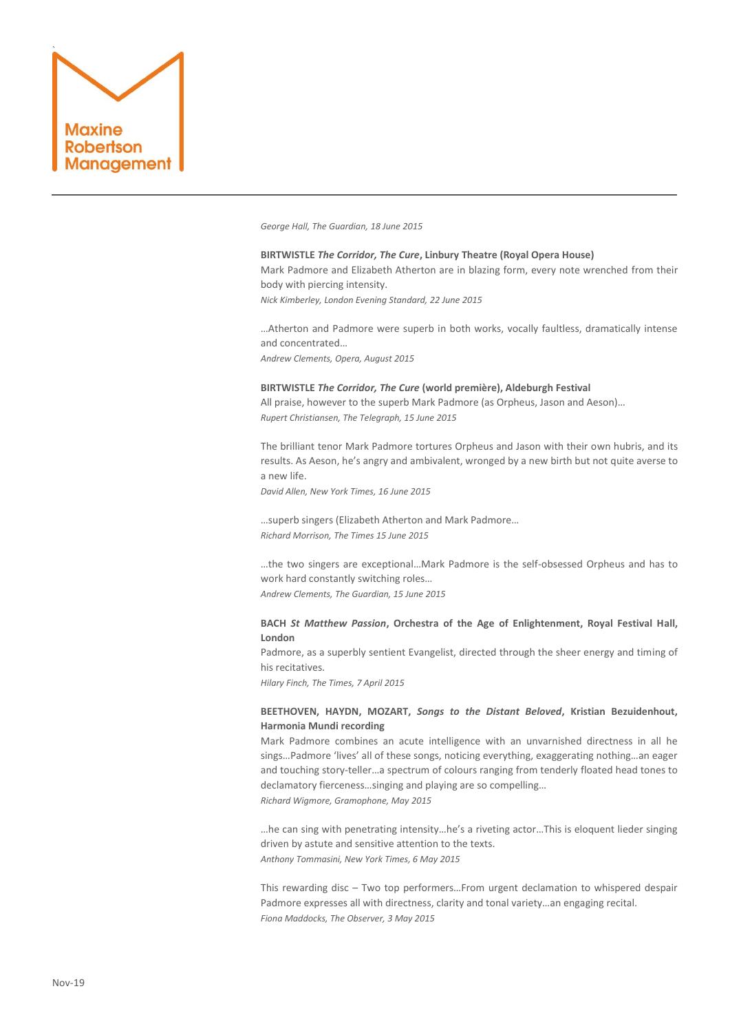*George Hall, The Guardian, 18 June 2015*

**BIRTWISTLE *The Corridor, The Cure*, Linbury Theatre (Royal Opera House)**

Mark Padmore and Elizabeth Atherton are in blazing form, every note wrenched from their body with piercing intensity.

*Nick Kimberley, London Evening Standard, 22 June 2015*

…Atherton and Padmore were superb in both works, vocally faultless, dramatically intense and concentrated…

*Andrew Clements, Opera, August 2015*

**BIRTWISTLE *The Corridor, The Cure* (world première), Aldeburgh Festival**

All praise, however to the superb Mark Padmore (as Orpheus, Jason and Aeson)…

*Rupert Christiansen, The Telegraph, 15 June 2015*

The brilliant tenor Mark Padmore tortures Orpheus and Jason with their own hubris, and its results. As Aeson, he's angry and ambivalent, wronged by a new birth but not quite averse to a new life.

*David Allen, New York Times, 16 June 2015*

…superb singers (Elizabeth Atherton and Mark Padmore…

*Richard Morrison, The Times 15 June 2015*

…the two singers are exceptional…Mark Padmore is the self-obsessed Orpheus and has to work hard constantly switching roles…

*Andrew Clements, The Guardian, 15 June 2015*

**BACH *St Matthew Passion*, Orchestra of the Age of Enlightenment, Royal Festival Hall, London**

Padmore, as a superbly sentient Evangelist, directed through the sheer energy and timing of his recitatives.

*Hilary Finch, The Times, 7 April 2015*

**BEETHOVEN, HAYDN, MOZART, *Songs to the Distant Beloved*, Kristian Bezuidenhout, Harmonia Mundi recording**

Mark Padmore combines an acute intelligence with an unvarnished directness in all he sings…Padmore 'lives' all of these songs, noticing everything, exaggerating nothing…an eager and touching story-teller…a spectrum of colours ranging from tenderly floated head tones to declamatory fierceness…singing and playing are so compelling…

*Richard Wigmore, Gramophone, May 2015*

…he can sing with penetrating intensity…he's a riveting actor…This is eloquent lieder singing driven by astute and sensitive attention to the texts.

*Anthony Tommasini, New York Times, 6 May 2015*

This rewarding disc – Two top performers…From urgent declamation to whispered despair Padmore expresses all with directness, clarity and tonal variety…an engaging recital.

*Fiona Maddocks, The Observer, 3 May 2015*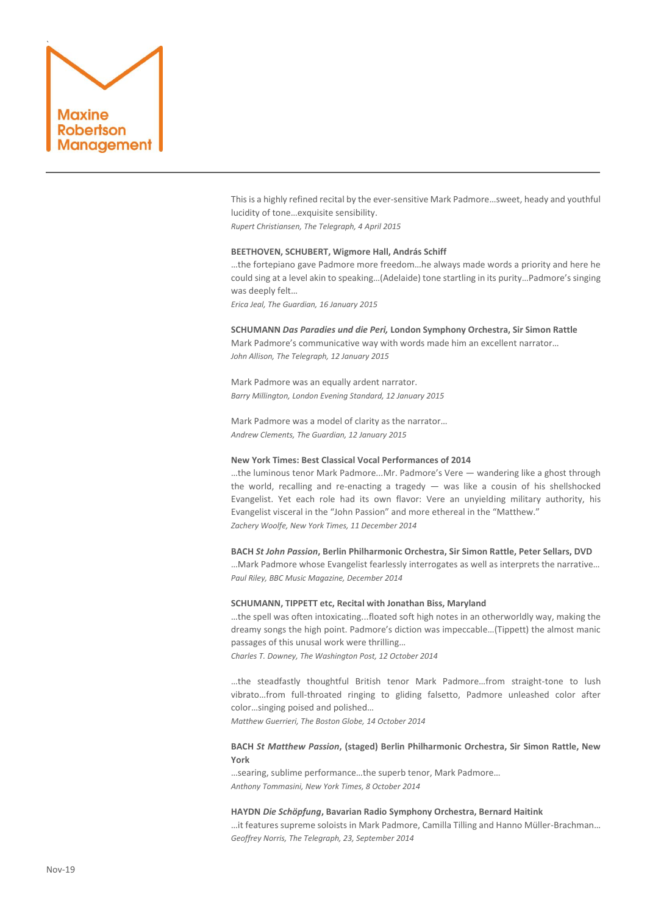This is a highly refined recital by the ever-sensitive Mark Padmore…sweet, heady and youthful lucidity of tone…exquisite sensibility.
*Rupert Christiansen, The Telegraph, 4 April 2015*

**BEETHOVEN, SCHUBERT, Wigmore Hall, András Schiff**
…the fortepiano gave Padmore more freedom…he always made words a priority and here he could sing at a level akin to speaking…(Adelaide) tone startling in its purity…Padmore's singing was deeply felt…
*Erica Jeal, The Guardian, 16 January 2015*

**SCHUMANN *Das Paradies und die Peri,* London Symphony Orchestra, Sir Simon Rattle**
Mark Padmore's communicative way with words made him an excellent narrator…
*John Allison, The Telegraph, 12 January 2015*

Mark Padmore was an equally ardent narrator.
*Barry Millington, London Evening Standard, 12 January 2015*

Mark Padmore was a model of clarity as the narrator…
*Andrew Clements, The Guardian, 12 January 2015*

**New York Times: Best Classical Vocal Performances of 2014**
…the luminous tenor Mark Padmore...Mr. Padmore's Vere — wandering like a ghost through the world, recalling and re-enacting a tragedy — was like a cousin of his shellshocked Evangelist. Yet each role had its own flavor: Vere an unyielding military authority, his Evangelist visceral in the "John Passion" and more ethereal in the "Matthew."
*Zachery Woolfe, New York Times, 11 December 2014*

**BACH *St John Passion*, Berlin Philharmonic Orchestra, Sir Simon Rattle, Peter Sellars, DVD**
…Mark Padmore whose Evangelist fearlessly interrogates as well as interprets the narrative…
*Paul Riley, BBC Music Magazine, December 2014*

**SCHUMANN, TIPPETT etc, Recital with Jonathan Biss, Maryland**
…the spell was often intoxicating...floated soft high notes in an otherworldly way, making the dreamy songs the high point. Padmore's diction was impeccable…(Tippett) the almost manic passages of this unusal work were thrilling…
*Charles T. Downey, The Washington Post, 12 October 2014*

…the steadfastly thoughtful British tenor Mark Padmore…from straight-tone to lush vibrato…from full-throated ringing to gliding falsetto, Padmore unleashed color after color…singing poised and polished…
*Matthew Guerrieri, The Boston Globe, 14 October 2014*

**BACH *St Matthew Passion*, (staged) Berlin Philharmonic Orchestra, Sir Simon Rattle, New York**
…searing, sublime performance…the superb tenor, Mark Padmore…
*Anthony Tommasini, New York Times, 8 October 2014*

**HAYDN *Die Schöpfung*, Bavarian Radio Symphony Orchestra, Bernard Haitink**
…it features supreme soloists in Mark Padmore, Camilla Tilling and Hanno Müller-Brachman…
*Geoffrey Norris, The Telegraph, 23, September 2014*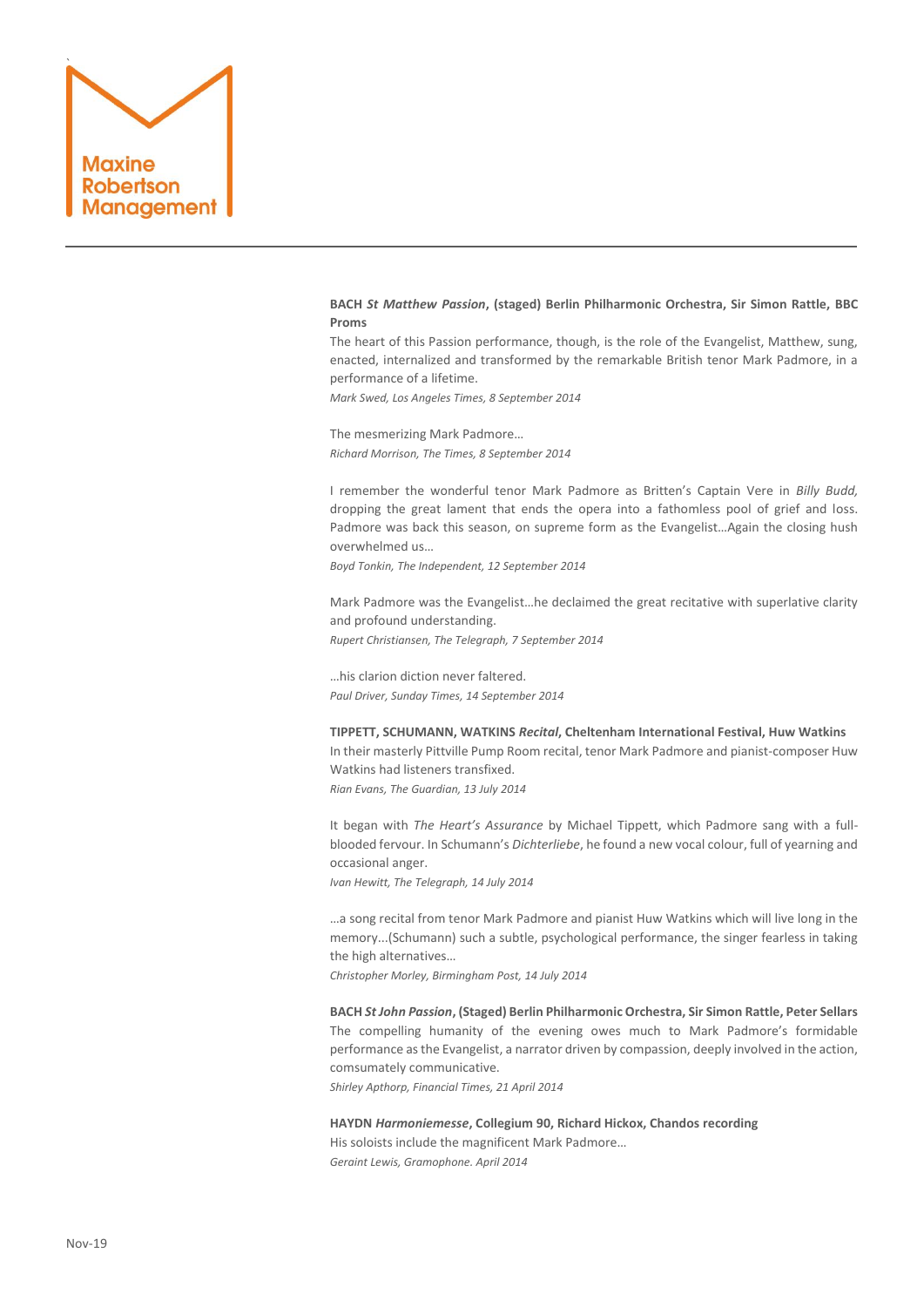**BACH *St Matthew Passion*, (staged) Berlin Philharmonic Orchestra, Sir Simon Rattle, BBC Proms**

The heart of this Passion performance, though, is the role of the Evangelist, Matthew, sung, enacted, internalized and transformed by the remarkable British tenor Mark Padmore, in a performance of a lifetime.

*Mark Swed, Los Angeles Times, 8 September 2014*

The mesmerizing Mark Padmore…

*Richard Morrison, The Times, 8 September 2014*

I remember the wonderful tenor Mark Padmore as Britten's Captain Vere in *Billy Budd,* dropping the great lament that ends the opera into a fathomless pool of grief and loss. Padmore was back this season, on supreme form as the Evangelist…Again the closing hush overwhelmed us…

*Boyd Tonkin, The Independent, 12 September 2014*

Mark Padmore was the Evangelist…he declaimed the great recitative with superlative clarity and profound understanding.

*Rupert Christiansen, The Telegraph, 7 September 2014*

…his clarion diction never faltered.

*Paul Driver, Sunday Times, 14 September 2014*

**TIPPETT, SCHUMANN, WATKINS *Recital*, Cheltenham International Festival, Huw Watkins**

In their masterly Pittville Pump Room recital, tenor Mark Padmore and pianist-composer Huw Watkins had listeners transfixed.

*Rian Evans, The Guardian, 13 July 2014*

It began with *The Heart's Assurance* by Michael Tippett, which Padmore sang with a full-blooded fervour. In Schumann's *Dichterliebe*, he found a new vocal colour, full of yearning and occasional anger.

*Ivan Hewitt, The Telegraph, 14 July 2014*

…a song recital from tenor Mark Padmore and pianist Huw Watkins which will live long in the memory...(Schumann) such a subtle, psychological performance, the singer fearless in taking the high alternatives…

*Christopher Morley, Birmingham Post, 14 July 2014*

**BACH *St John Passion*, (Staged) Berlin Philharmonic Orchestra, Sir Simon Rattle, Peter Sellars**

The compelling humanity of the evening owes much to Mark Padmore's formidable performance as the Evangelist, a narrator driven by compassion, deeply involved in the action, comsumately communicative.

*Shirley Apthorp, Financial Times, 21 April 2014*

**HAYDN *Harmoniemesse*, Collegium 90, Richard Hickox, Chandos recording**

His soloists include the magnificent Mark Padmore…

*Geraint Lewis, Gramophone. April 2014*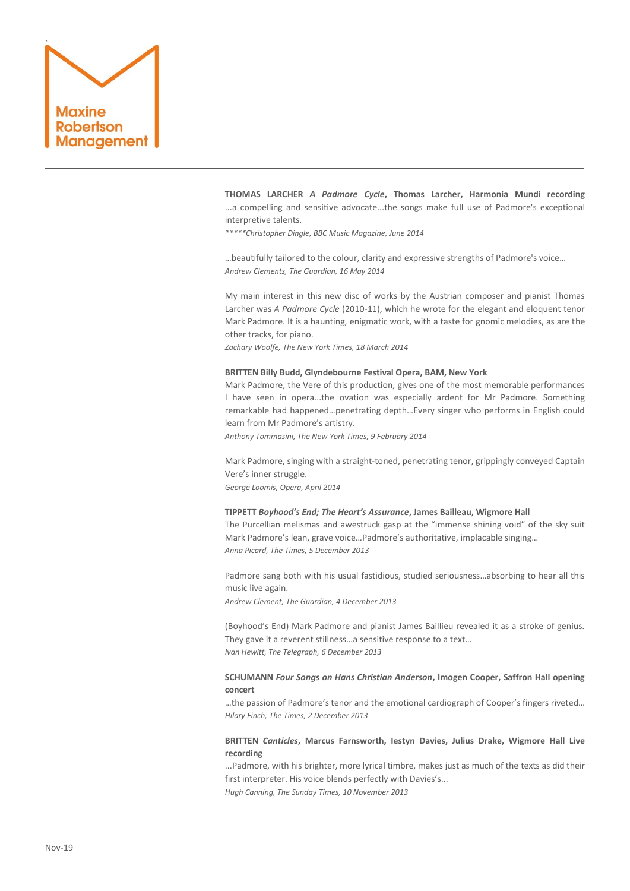**THOMAS LARCHER *A Padmore Cycle*, Thomas Larcher, Harmonia Mundi recording**

...a compelling and sensitive advocate...the songs make full use of Padmore's exceptional interpretive talents.

*\*\*\*\*\*Christopher Dingle, BBC Music Magazine, June 2014*

…beautifully tailored to the colour, clarity and expressive strengths of Padmore's voice…

*Andrew Clements, The Guardian, 16 May 2014*

My main interest in this new disc of works by the Austrian composer and pianist Thomas Larcher was *A Padmore Cycle* (2010-11), which he wrote for the elegant and eloquent tenor Mark Padmore. It is a haunting, enigmatic work, with a taste for gnomic melodies, as are the other tracks, for piano.

*Zachary Woolfe, The New York Times, 18 March 2014*

**BRITTEN Billy Budd, Glyndebourne Festival Opera, BAM, New York**

Mark Padmore, the Vere of this production, gives one of the most memorable performances I have seen in opera...the ovation was especially ardent for Mr Padmore. Something remarkable had happened…penetrating depth…Every singer who performs in English could learn from Mr Padmore's artistry.

*Anthony Tommasini, The New York Times, 9 February 2014*

Mark Padmore, singing with a straight-toned, penetrating tenor, grippingly conveyed Captain Vere's inner struggle.

*George Loomis, Opera, April 2014*

**TIPPETT *Boyhood's End; The Heart's Assurance*, James Bailleau, Wigmore Hall**

The Purcellian melismas and awestruck gasp at the "immense shining void" of the sky suit Mark Padmore's lean, grave voice…Padmore's authoritative, implacable singing…

*Anna Picard, The Times, 5 December 2013*

Padmore sang both with his usual fastidious, studied seriousness…absorbing to hear all this music live again.

*Andrew Clement, The Guardian, 4 December 2013*

(Boyhood's End) Mark Padmore and pianist James Baillieu revealed it as a stroke of genius. They gave it a reverent stillness…a sensitive response to a text…

*Ivan Hewitt, The Telegraph, 6 December 2013*

**SCHUMANN *Four Songs on Hans Christian Anderson*, Imogen Cooper, Saffron Hall opening concert**

…the passion of Padmore's tenor and the emotional cardiograph of Cooper's fingers riveted…

*Hilary Finch, The Times, 2 December 2013*

**BRITTEN *Canticles*, Marcus Farnsworth, Iestyn Davies, Julius Drake, Wigmore Hall Live recording**

...Padmore, with his brighter, more lyrical timbre, makes just as much of the texts as did their first interpreter. His voice blends perfectly with Davies's...

*Hugh Canning, The Sunday Times, 10 November 2013*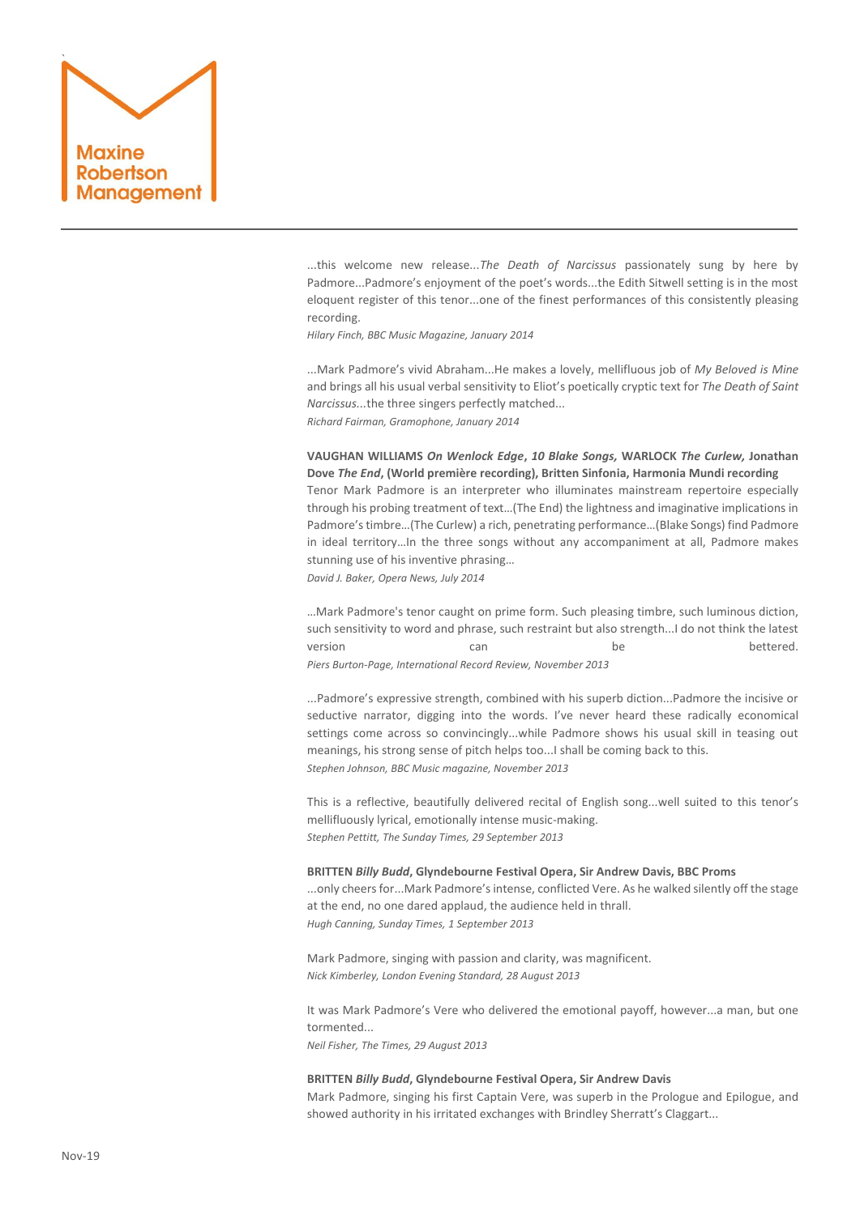...this welcome new release...*The Death of Narcissus* passionately sung by here by Padmore...Padmore's enjoyment of the poet's words...the Edith Sitwell setting is in the most eloquent register of this tenor...one of the finest performances of this consistently pleasing recording.
*Hilary Finch, BBC Music Magazine, January 2014*

...Mark Padmore's vivid Abraham...He makes a lovely, mellifluous job of *My Beloved is Mine* and brings all his usual verbal sensitivity to Eliot's poetically cryptic text for *The Death of Saint Narcissus*...the three singers perfectly matched...
*Richard Fairman, Gramophone, January 2014*

**VAUGHAN WILLIAMS *On Wenlock Edge*, *10 Blake Songs,* WARLOCK *The Curlew,* Jonathan Dove *The End*, (World première recording), Britten Sinfonia, Harmonia Mundi recording**
Tenor Mark Padmore is an interpreter who illuminates mainstream repertoire especially through his probing treatment of text…(The End) the lightness and imaginative implications in Padmore's timbre…(The Curlew) a rich, penetrating performance…(Blake Songs) find Padmore in ideal territory…In the three songs without any accompaniment at all, Padmore makes stunning use of his inventive phrasing…
*David J. Baker, Opera News, July 2014*

…Mark Padmore's tenor caught on prime form. Such pleasing timbre, such luminous diction, such sensitivity to word and phrase, such restraint but also strength...I do not think the latest version can be bettered.
*Piers Burton-Page, International Record Review, November 2013*

...Padmore's expressive strength, combined with his superb diction...Padmore the incisive or seductive narrator, digging into the words. I've never heard these radically economical settings come across so convincingly...while Padmore shows his usual skill in teasing out meanings, his strong sense of pitch helps too...I shall be coming back to this.
*Stephen Johnson, BBC Music magazine, November 2013*

This is a reflective, beautifully delivered recital of English song...well suited to this tenor's mellifluously lyrical, emotionally intense music-making.
*Stephen Pettitt, The Sunday Times, 29 September 2013*

**BRITTEN *Billy Budd*, Glyndebourne Festival Opera, Sir Andrew Davis, BBC Proms**
...only cheers for...Mark Padmore's intense, conflicted Vere. As he walked silently off the stage at the end, no one dared applaud, the audience held in thrall.
*Hugh Canning, Sunday Times, 1 September 2013*

Mark Padmore, singing with passion and clarity, was magnificent.
*Nick Kimberley, London Evening Standard, 28 August 2013*

It was Mark Padmore's Vere who delivered the emotional payoff, however...a man, but one tormented...
*Neil Fisher, The Times, 29 August 2013*

**BRITTEN *Billy Budd*, Glyndebourne Festival Opera, Sir Andrew Davis**
Mark Padmore, singing his first Captain Vere, was superb in the Prologue and Epilogue, and showed authority in his irritated exchanges with Brindley Sherratt's Claggart...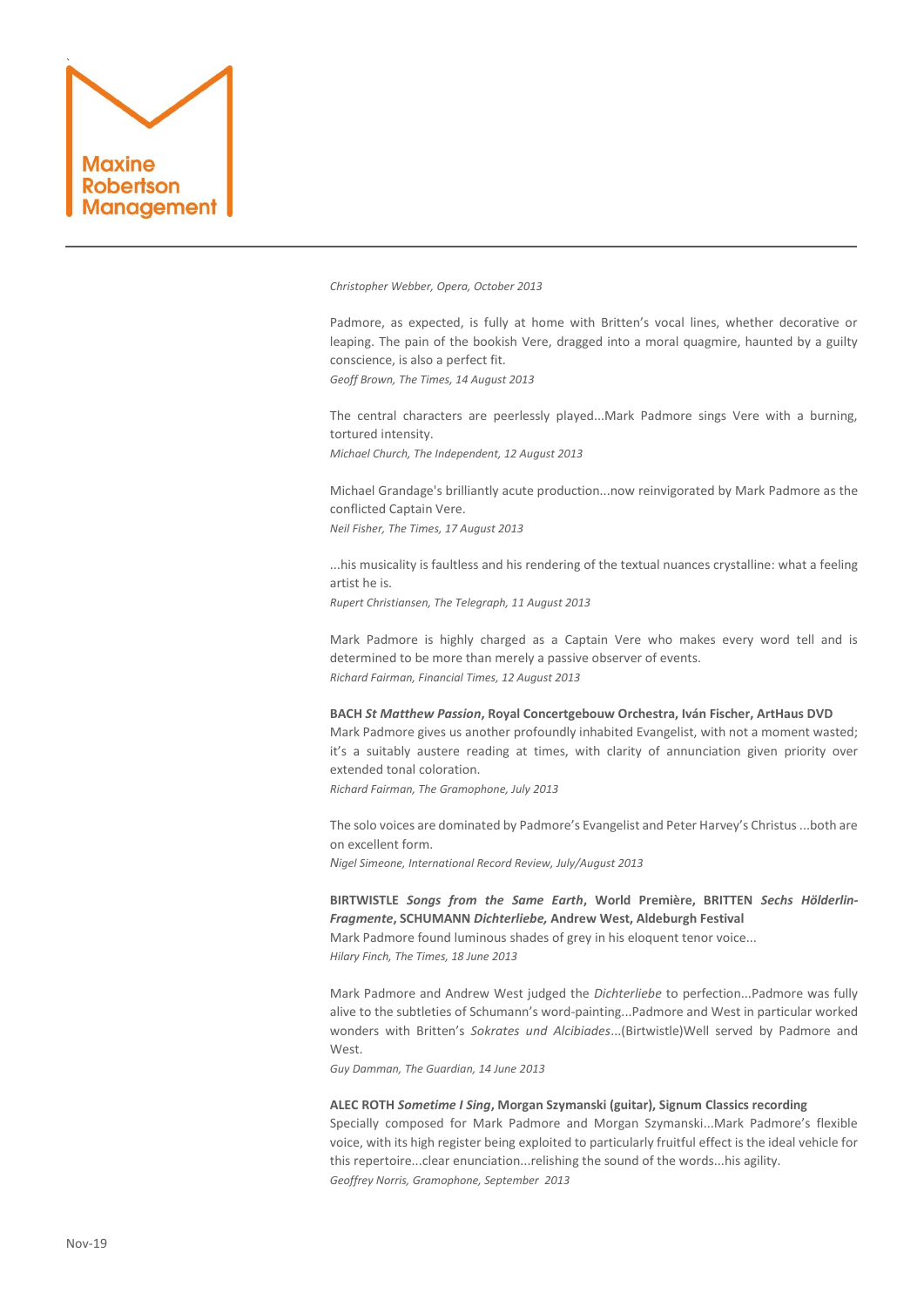*Christopher Webber, Opera, October 2013*

Padmore, as expected, is fully at home with Britten's vocal lines, whether decorative or leaping. The pain of the bookish Vere, dragged into a moral quagmire, haunted by a guilty conscience, is also a perfect fit.
*Geoff Brown, The Times, 14 August 2013*

The central characters are peerlessly played...Mark Padmore sings Vere with a burning, tortured intensity.
*Michael Church, The Independent, 12 August 2013*

Michael Grandage's brilliantly acute production...now reinvigorated by Mark Padmore as the conflicted Captain Vere.
*Neil Fisher, The Times, 17 August 2013*

...his musicality is faultless and his rendering of the textual nuances crystalline: what a feeling artist he is.
*Rupert Christiansen, The Telegraph, 11 August 2013*

Mark Padmore is highly charged as a Captain Vere who makes every word tell and is determined to be more than merely a passive observer of events.
*Richard Fairman, Financial Times, 12 August 2013*

**BACH *St Matthew Passion*, Royal Concertgebouw Orchestra, Iván Fischer, ArtHaus DVD**
Mark Padmore gives us another profoundly inhabited Evangelist, with not a moment wasted; it's a suitably austere reading at times, with clarity of annunciation given priority over extended tonal coloration.
*Richard Fairman, The Gramophone, July 2013*

The solo voices are dominated by Padmore's Evangelist and Peter Harvey's Christus ...both are on excellent form.
*Nigel Simeone, International Record Review, July/August 2013*

**BIRTWISTLE *Songs from the Same Earth*, World Première, BRITTEN *Sechs Hölderlin-Fragmente*, SCHUMANN *Dichterliebe,* Andrew West, Aldeburgh Festival**
Mark Padmore found luminous shades of grey in his eloquent tenor voice...
*Hilary Finch, The Times, 18 June 2013*

Mark Padmore and Andrew West judged the *Dichterliebe* to perfection...Padmore was fully alive to the subtleties of Schumann's word-painting...Padmore and West in particular worked wonders with Britten's *Sokrates und Alcibiades*...(Birtwistle)Well served by Padmore and West.
*Guy Damman, The Guardian, 14 June 2013*

**ALEC ROTH *Sometime I Sing*, Morgan Szymanski (guitar), Signum Classics recording**
Specially composed for Mark Padmore and Morgan Szymanski...Mark Padmore's flexible voice, with its high register being exploited to particularly fruitful effect is the ideal vehicle for this repertoire...clear enunciation...relishing the sound of the words...his agility.
*Geoffrey Norris, Gramophone, September 2013*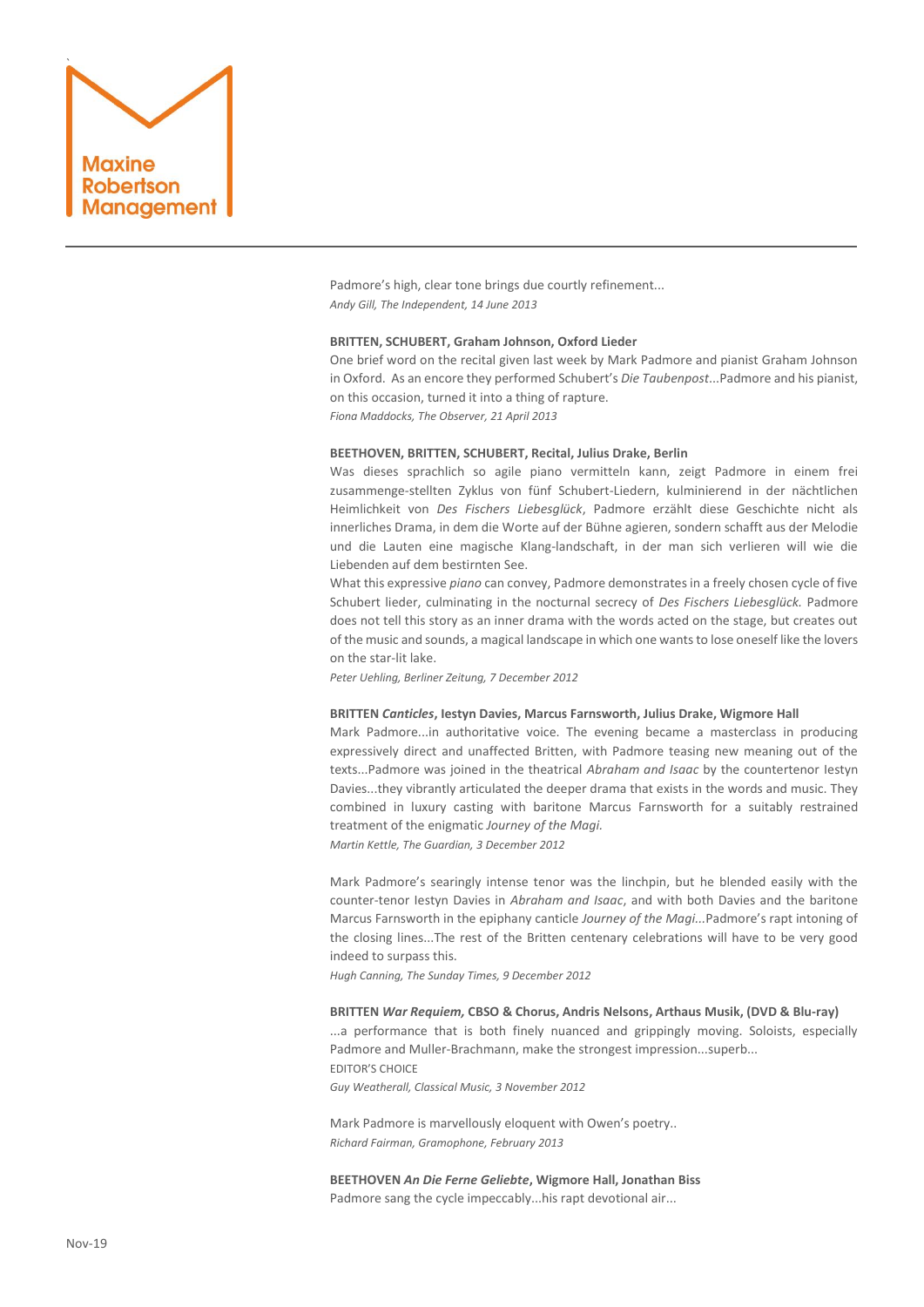Padmore's high, clear tone brings due courtly refinement...
*Andy Gill, The Independent, 14 June 2013*

**BRITTEN, SCHUBERT, Graham Johnson, Oxford Lieder**
One brief word on the recital given last week by Mark Padmore and pianist Graham Johnson in Oxford. As an encore they performed Schubert's *Die Taubenpost*...Padmore and his pianist, on this occasion, turned it into a thing of rapture.
*Fiona Maddocks, The Observer, 21 April 2013*

**BEETHOVEN, BRITTEN, SCHUBERT, Recital, Julius Drake, Berlin**
Was dieses sprachlich so agile piano vermitteln kann, zeigt Padmore in einem frei zusammenge-stellten Zyklus von fünf Schubert-Liedern, kulminierend in der nächtlichen Heimlichkeit von *Des Fischers Liebesglück*, Padmore erzählt diese Geschichte nicht als innerliches Drama, in dem die Worte auf der Bühne agieren, sondern schafft aus der Melodie und die Lauten eine magische Klang-landschaft, in der man sich verlieren will wie die Liebenden auf dem bestirnten See.
What this expressive *piano* can convey, Padmore demonstrates in a freely chosen cycle of five Schubert lieder, culminating in the nocturnal secrecy of *Des Fischers Liebesglück.* Padmore does not tell this story as an inner drama with the words acted on the stage, but creates out of the music and sounds, a magical landscape in which one wants to lose oneself like the lovers on the star-lit lake.
*Peter Uehling, Berliner Zeitung, 7 December 2012*

**BRITTEN *Canticles*, Iestyn Davies, Marcus Farnsworth, Julius Drake, Wigmore Hall**
Mark Padmore...in authoritative voice. The evening became a masterclass in producing expressively direct and unaffected Britten, with Padmore teasing new meaning out of the texts...Padmore was joined in the theatrical *Abraham and Isaac* by the countertenor Iestyn Davies...they vibrantly articulated the deeper drama that exists in the words and music. They combined in luxury casting with baritone Marcus Farnsworth for a suitably restrained treatment of the enigmatic *Journey of the Magi.*
*Martin Kettle, The Guardian, 3 December 2012*

Mark Padmore's searingly intense tenor was the linchpin, but he blended easily with the counter-tenor Iestyn Davies in *Abraham and Isaac*, and with both Davies and the baritone Marcus Farnsworth in the epiphany canticle *Journey of the Magi*...Padmore's rapt intoning of the closing lines...The rest of the Britten centenary celebrations will have to be very good indeed to surpass this.
*Hugh Canning, The Sunday Times, 9 December 2012*

**BRITTEN *War Requiem,* CBSO & Chorus, Andris Nelsons, Arthaus Musik, (DVD & Blu-ray)**
...a performance that is both finely nuanced and grippingly moving. Soloists, especially Padmore and Muller-Brachmann, make the strongest impression...superb...
EDITOR'S CHOICE
*Guy Weatherall, Classical Music, 3 November 2012*

Mark Padmore is marvellously eloquent with Owen's poetry..
*Richard Fairman, Gramophone, February 2013*

**BEETHOVEN *An Die Ferne Geliebte*, Wigmore Hall, Jonathan Biss**
Padmore sang the cycle impeccably...his rapt devotional air...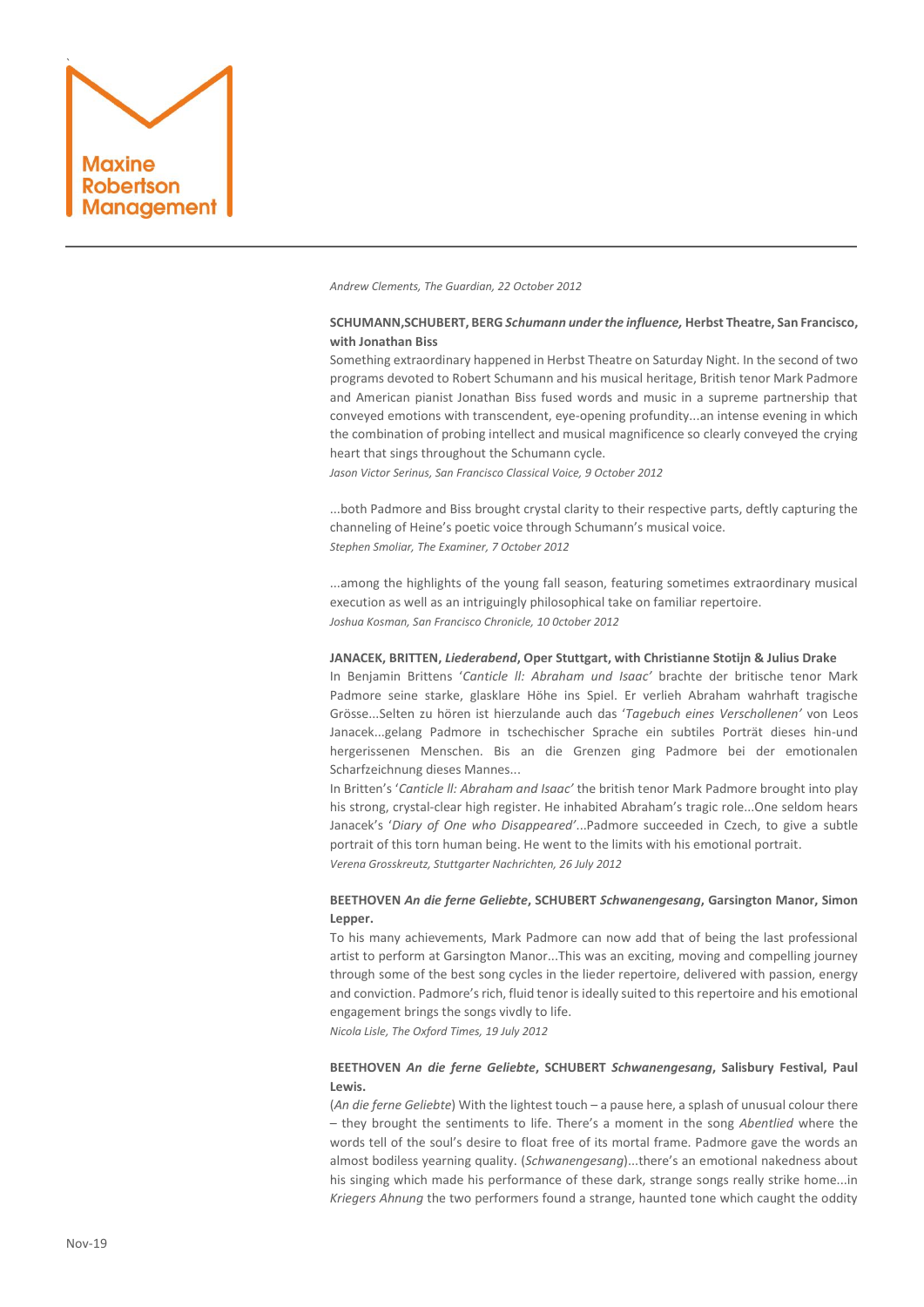*Andrew Clements, The Guardian, 22 October 2012*

**SCHUMANN,SCHUBERT, BERG *Schumann under the influence,* Herbst Theatre, San Francisco, with Jonathan Biss**

Something extraordinary happened in Herbst Theatre on Saturday Night. In the second of two programs devoted to Robert Schumann and his musical heritage, British tenor Mark Padmore and American pianist Jonathan Biss fused words and music in a supreme partnership that conveyed emotions with transcendent, eye-opening profundity...an intense evening in which the combination of probing intellect and musical magnificence so clearly conveyed the crying heart that sings throughout the Schumann cycle.

*Jason Victor Serinus, San Francisco Classical Voice, 9 October 2012*

...both Padmore and Biss brought crystal clarity to their respective parts, deftly capturing the channeling of Heine's poetic voice through Schumann's musical voice.

*Stephen Smoliar, The Examiner, 7 October 2012*

...among the highlights of the young fall season, featuring sometimes extraordinary musical execution as well as an intriguingly philosophical take on familiar repertoire.

*Joshua Kosman, San Francisco Chronicle, 10 0ctober 2012*

**JANACEK, BRITTEN, *Liederabend*, Oper Stuttgart, with Christianne Stotijn & Julius Drake**

In Benjamin Brittens '*Canticle ll: Abraham und Isaac'* brachte der britische tenor Mark Padmore seine starke, glasklare Höhe ins Spiel. Er verlieh Abraham wahrhaft tragische Grösse...Selten zu hören ist hierzulande auch das '*Tagebuch eines Verschollenen'* von Leos Janacek...gelang Padmore in tschechischer Sprache ein subtiles Porträt dieses hin-und hergerissenen Menschen. Bis an die Grenzen ging Padmore bei der emotionalen Scharfzeichnung dieses Mannes...

In Britten's '*Canticle ll: Abraham and Isaac'* the british tenor Mark Padmore brought into play his strong, crystal-clear high register. He inhabited Abraham's tragic role...One seldom hears Janacek's '*Diary of One who Disappeared'*...Padmore succeeded in Czech, to give a subtle portrait of this torn human being. He went to the limits with his emotional portrait.

*Verena Grosskreutz, Stuttgarter Nachrichten, 26 July 2012*

**BEETHOVEN *An die ferne Geliebte*, SCHUBERT *Schwanengesang*, Garsington Manor, Simon Lepper.**

To his many achievements, Mark Padmore can now add that of being the last professional artist to perform at Garsington Manor...This was an exciting, moving and compelling journey through some of the best song cycles in the lieder repertoire, delivered with passion, energy and conviction. Padmore's rich, fluid tenor is ideally suited to this repertoire and his emotional engagement brings the songs vivdly to life.

*Nicola Lisle, The Oxford Times, 19 July 2012*

**BEETHOVEN *An die ferne Geliebte*, SCHUBERT *Schwanengesang*, Salisbury Festival, Paul Lewis.**

(*An die ferne Geliebte*) With the lightest touch – a pause here, a splash of unusual colour there – they brought the sentiments to life. There's a moment in the song *Abentlied* where the words tell of the soul's desire to float free of its mortal frame. Padmore gave the words an almost bodiless yearning quality. (*Schwanengesang*)...there's an emotional nakedness about his singing which made his performance of these dark, strange songs really strike home...in *Kriegers Ahnung* the two performers found a strange, haunted tone which caught the oddity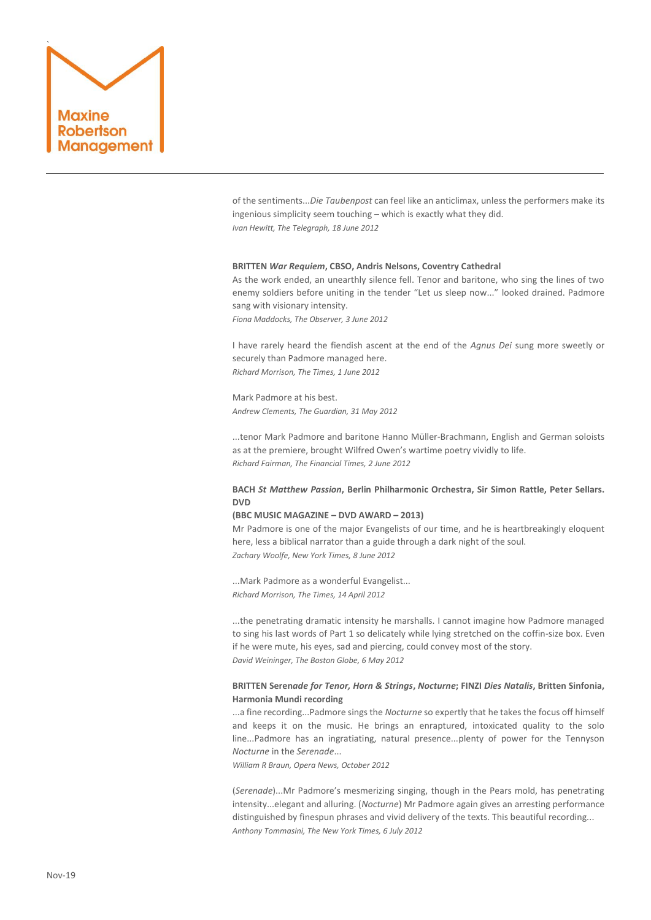of the sentiments...*Die Taubenpost* can feel like an anticlimax, unless the performers make its ingenious simplicity seem touching – which is exactly what they did.
*Ivan Hewitt, The Telegraph, 18 June 2012*

**BRITTEN *War Requiem*, CBSO, Andris Nelsons, Coventry Cathedral**
As the work ended, an unearthly silence fell. Tenor and baritone, who sing the lines of two enemy soldiers before uniting in the tender "Let us sleep now..." looked drained. Padmore sang with visionary intensity.
*Fiona Maddocks, The Observer, 3 June 2012*

I have rarely heard the fiendish ascent at the end of the *Agnus Dei* sung more sweetly or securely than Padmore managed here.
*Richard Morrison, The Times, 1 June 2012*

Mark Padmore at his best.
*Andrew Clements, The Guardian, 31 May 2012*

...tenor Mark Padmore and baritone Hanno Müller-Brachmann, English and German soloists as at the premiere, brought Wilfred Owen's wartime poetry vividly to life.
*Richard Fairman, The Financial Times, 2 June 2012*

**BACH *St Matthew Passion*, Berlin Philharmonic Orchestra, Sir Simon Rattle, Peter Sellars. DVD**
**(BBC MUSIC MAGAZINE – DVD AWARD – 2013)**
Mr Padmore is one of the major Evangelists of our time, and he is heartbreakingly eloquent here, less a biblical narrator than a guide through a dark night of the soul.
*Zachary Woolfe, New York Times, 8 June 2012*

...Mark Padmore as a wonderful Evangelist...
*Richard Morrison, The Times, 14 April 2012*

...the penetrating dramatic intensity he marshalls. I cannot imagine how Padmore managed to sing his last words of Part 1 so delicately while lying stretched on the coffin-size box. Even if he were mute, his eyes, sad and piercing, could convey most of the story.
*David Weininger, The Boston Globe, 6 May 2012*

**BRITTEN Seren*ade for Tenor, Horn & Strings*, *Nocturne*; FINZI *Dies Natalis*, Britten Sinfonia, Harmonia Mundi recording**
...a fine recording...Padmore sings the *Nocturne* so expertly that he takes the focus off himself and keeps it on the music. He brings an enraptured, intoxicated quality to the solo line...Padmore has an ingratiating, natural presence...plenty of power for the Tennyson *Nocturne* in the *Serenade*...
*William R Braun, Opera News, October 2012*

(*Serenade*)...Mr Padmore's mesmerizing singing, though in the Pears mold, has penetrating intensity...elegant and alluring. (*Nocturne*) Mr Padmore again gives an arresting performance distinguished by finespun phrases and vivid delivery of the texts. This beautiful recording...
*Anthony Tommasini, The New York Times, 6 July 2012*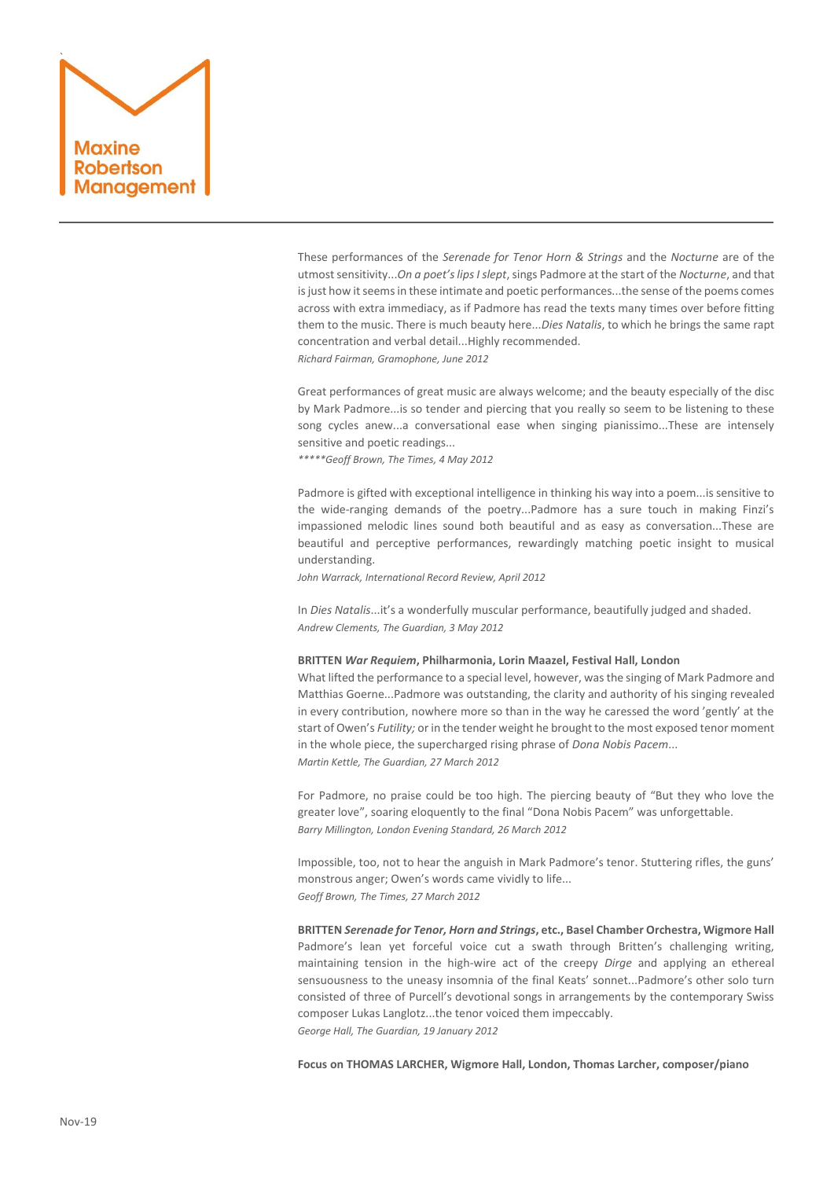These performances of the *Serenade for Tenor Horn & Strings* and the *Nocturne* are of the utmost sensitivity...*On a poet's lips I slept*, sings Padmore at the start of the *Nocturne*, and that is just how it seems in these intimate and poetic performances...the sense of the poems comes across with extra immediacy, as if Padmore has read the texts many times over before fitting them to the music. There is much beauty here...*Dies Natalis*, to which he brings the same rapt concentration and verbal detail...Highly recommended.
*Richard Fairman, Gramophone, June 2012*

Great performances of great music are always welcome; and the beauty especially of the disc by Mark Padmore...is so tender and piercing that you really so seem to be listening to these song cycles anew...a conversational ease when singing pianissimo...These are intensely sensitive and poetic readings...
*\*\*\*\*\*Geoff Brown, The Times, 4 May 2012*

Padmore is gifted with exceptional intelligence in thinking his way into a poem...is sensitive to the wide-ranging demands of the poetry...Padmore has a sure touch in making Finzi's impassioned melodic lines sound both beautiful and as easy as conversation...These are beautiful and perceptive performances, rewardingly matching poetic insight to musical understanding.
*John Warrack, International Record Review, April 2012*

In *Dies Natalis*...it's a wonderfully muscular performance, beautifully judged and shaded.
*Andrew Clements, The Guardian, 3 May 2012*

**BRITTEN *War Requiem*, Philharmonia, Lorin Maazel, Festival Hall, London**
What lifted the performance to a special level, however, was the singing of Mark Padmore and Matthias Goerne...Padmore was outstanding, the clarity and authority of his singing revealed in every contribution, nowhere more so than in the way he caressed the word 'gently' at the start of Owen's *Futility;* or in the tender weight he brought to the most exposed tenor moment in the whole piece, the supercharged rising phrase of *Dona Nobis Pacem*...
*Martin Kettle, The Guardian, 27 March 2012*

For Padmore, no praise could be too high. The piercing beauty of "But they who love the greater love", soaring eloquently to the final "Dona Nobis Pacem" was unforgettable.
*Barry Millington, London Evening Standard, 26 March 2012*

Impossible, too, not to hear the anguish in Mark Padmore's tenor. Stuttering rifles, the guns' monstrous anger; Owen's words came vividly to life...
*Geoff Brown, The Times, 27 March 2012*

**BRITTEN *Serenade for Tenor, Horn and Strings*, etc., Basel Chamber Orchestra, Wigmore Hall**
Padmore's lean yet forceful voice cut a swath through Britten's challenging writing, maintaining tension in the high-wire act of the creepy *Dirge* and applying an ethereal sensuousness to the uneasy insomnia of the final Keats' sonnet...Padmore's other solo turn consisted of three of Purcell's devotional songs in arrangements by the contemporary Swiss composer Lukas Langlotz...the tenor voiced them impeccably.
*George Hall, The Guardian, 19 January 2012*

**Focus on THOMAS LARCHER, Wigmore Hall, London, Thomas Larcher, composer/piano**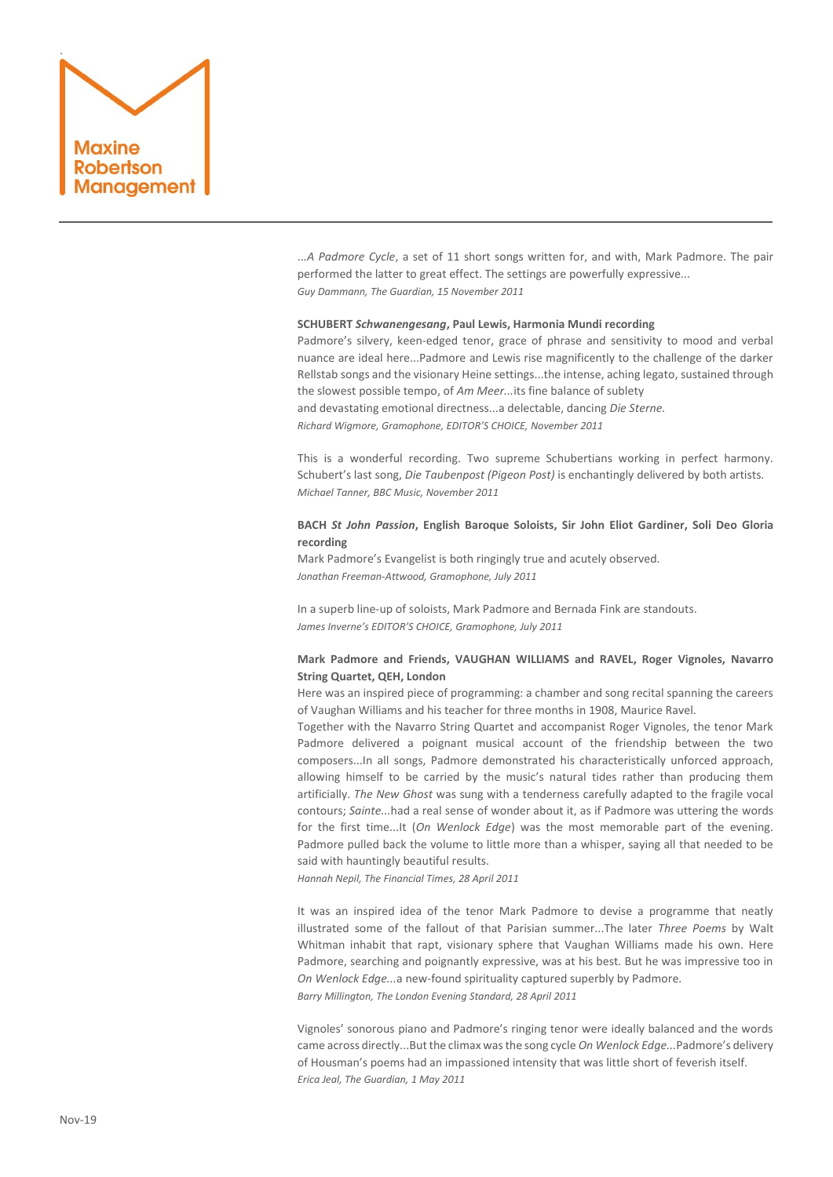...*A Padmore Cycle*, a set of 11 short songs written for, and with, Mark Padmore. The pair performed the latter to great effect. The settings are powerfully expressive...
*Guy Dammann, The Guardian, 15 November 2011*

**SCHUBERT *Schwanengesang*, Paul Lewis, Harmonia Mundi recording**

Padmore's silvery, keen-edged tenor, grace of phrase and sensitivity to mood and verbal nuance are ideal here...Padmore and Lewis rise magnificently to the challenge of the darker Rellstab songs and the visionary Heine settings...the intense, aching legato, sustained through the slowest possible tempo, of *Am Meer*...its fine balance of sublety and devastating emotional directness...a delectable, dancing *Die Sterne.*
*Richard Wigmore, Gramophone, EDITOR'S CHOICE, November 2011*

This is a wonderful recording. Two supreme Schubertians working in perfect harmony. Schubert's last song, *Die Taubenpost (Pigeon Post)* is enchantingly delivered by both artists.
*Michael Tanner, BBC Music, November 2011*

**BACH *St John Passion*, English Baroque Soloists, Sir John Eliot Gardiner, Soli Deo Gloria recording**

Mark Padmore's Evangelist is both ringingly true and acutely observed.
*Jonathan Freeman-Attwood, Gramophone, July 2011*

In a superb line-up of soloists, Mark Padmore and Bernada Fink are standouts.
*James Inverne's EDITOR'S CHOICE, Gramophone, July 2011*

**Mark Padmore and Friends, VAUGHAN WILLIAMS and RAVEL, Roger Vignoles, Navarro String Quartet, QEH, London**

Here was an inspired piece of programming: a chamber and song recital spanning the careers of Vaughan Williams and his teacher for three months in 1908, Maurice Ravel.
Together with the Navarro String Quartet and accompanist Roger Vignoles, the tenor Mark Padmore delivered a poignant musical account of the friendship between the two composers...In all songs, Padmore demonstrated his characteristically unforced approach, allowing himself to be carried by the music's natural tides rather than producing them artificially. *The New Ghost* was sung with a tenderness carefully adapted to the fragile vocal contours; *Sainte*...had a real sense of wonder about it, as if Padmore was uttering the words for the first time...It (*On Wenlock Edge*) was the most memorable part of the evening. Padmore pulled back the volume to little more than a whisper, saying all that needed to be said with hauntingly beautiful results.
*Hannah Nepil, The Financial Times, 28 April 2011*

It was an inspired idea of the tenor Mark Padmore to devise a programme that neatly illustrated some of the fallout of that Parisian summer...The later *Three Poems* by Walt Whitman inhabit that rapt, visionary sphere that Vaughan Williams made his own. Here Padmore, searching and poignantly expressive, was at his best. But he was impressive too in *On Wenlock Edge*...a new-found spirituality captured superbly by Padmore.
*Barry Millington, The London Evening Standard, 28 April 2011*

Vignoles' sonorous piano and Padmore's ringing tenor were ideally balanced and the words came across directly...But the climax was the song cycle *On Wenlock Edge*...Padmore's delivery of Housman's poems had an impassioned intensity that was little short of feverish itself.
*Erica Jeal, The Guardian, 1 May 2011*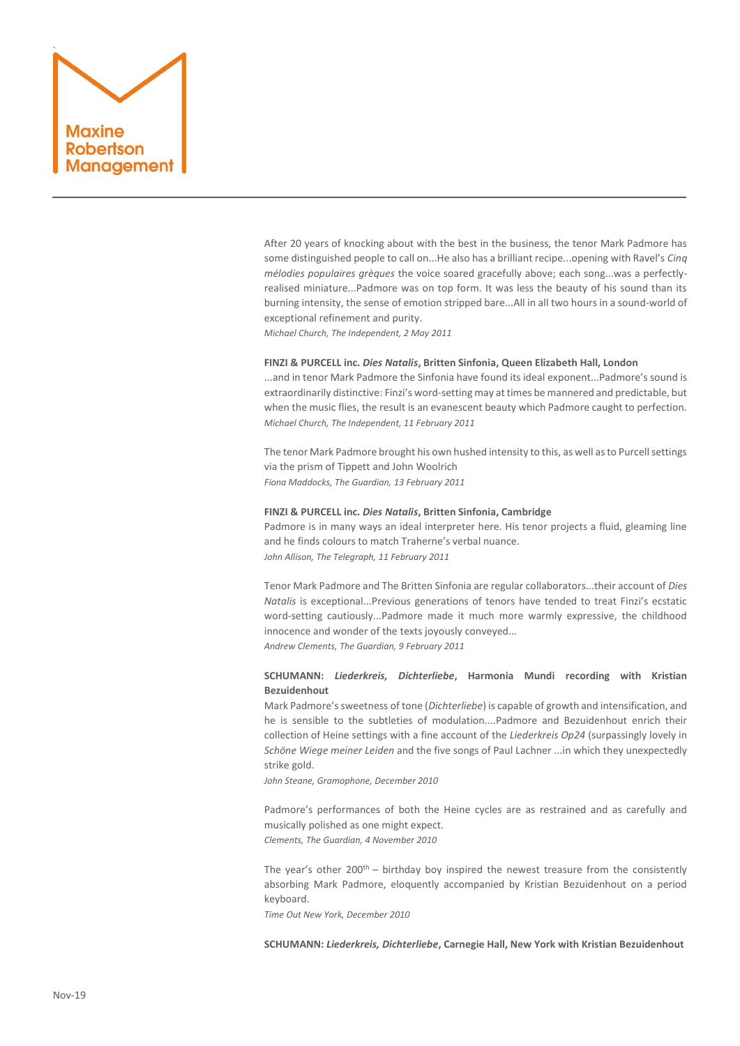After 20 years of knocking about with the best in the business, the tenor Mark Padmore has some distinguished people to call on...He also has a brilliant recipe...opening with Ravel's *Cinq mélodies populaires grèques* the voice soared gracefully above; each song...was a perfectly-realised miniature...Padmore was on top form. It was less the beauty of his sound than its burning intensity, the sense of emotion stripped bare...All in all two hours in a sound-world of exceptional refinement and purity.
*Michael Church, The Independent, 2 May 2011*

**FINZI & PURCELL inc. *Dies Natalis*, Britten Sinfonia, Queen Elizabeth Hall, London**

...and in tenor Mark Padmore the Sinfonia have found its ideal exponent...Padmore's sound is extraordinarily distinctive: Finzi's word-setting may at times be mannered and predictable, but when the music flies, the result is an evanescent beauty which Padmore caught to perfection.
*Michael Church, The Independent, 11 February 2011*

The tenor Mark Padmore brought his own hushed intensity to this, as well as to Purcell settings via the prism of Tippett and John Woolrich
*Fiona Maddocks, The Guardian, 13 February 2011*

**FINZI & PURCELL inc. *Dies Natalis*, Britten Sinfonia, Cambridge**

Padmore is in many ways an ideal interpreter here. His tenor projects a fluid, gleaming line and he finds colours to match Traherne's verbal nuance.
*John Allison, The Telegraph, 11 February 2011*

Tenor Mark Padmore and The Britten Sinfonia are regular collaborators...their account of *Dies Natalis* is exceptional...Previous generations of tenors have tended to treat Finzi's ecstatic word-setting cautiously...Padmore made it much more warmly expressive, the childhood innocence and wonder of the texts joyously conveyed...
*Andrew Clements, The Guardian, 9 February 2011*

**SCHUMANN: *Liederkreis, Dichterliebe*, Harmonia Mundi recording with Kristian Bezuidenhout**

Mark Padmore's sweetness of tone (*Dichterliebe*) is capable of growth and intensification, and he is sensible to the subtleties of modulation....Padmore and Bezuidenhout enrich their collection of Heine settings with a fine account of the *Liederkreis Op24* (surpassingly lovely in *Schöne Wiege meiner Leiden* and the five songs of Paul Lachner ...in which they unexpectedly strike gold.
*John Steane, Gramophone, December 2010*

Padmore's performances of both the Heine cycles are as restrained and as carefully and musically polished as one might expect.
*Clements, The Guardian, 4 November 2010*

The year's other 200th – birthday boy inspired the newest treasure from the consistently absorbing Mark Padmore, eloquently accompanied by Kristian Bezuidenhout on a period keyboard.
*Time Out New York, December 2010*

**SCHUMANN: *Liederkreis, Dichterliebe*, Carnegie Hall, New York with Kristian Bezuidenhout**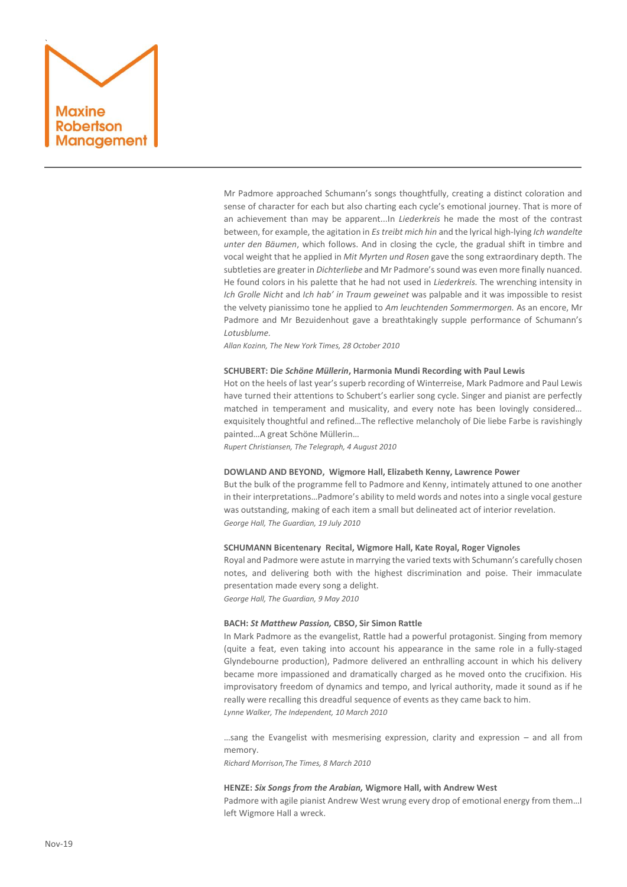Mr Padmore approached Schumann's songs thoughtfully, creating a distinct coloration and sense of character for each but also charting each cycle's emotional journey. That is more of an achievement than may be apparent...In *Liederkreis* he made the most of the contrast between, for example, the agitation in *Es treibt mich hin* and the lyrical high-lying *Ich wandelte unter den Bäumen*, which follows. And in closing the cycle, the gradual shift in timbre and vocal weight that he applied in *Mit Myrten und Rosen* gave the song extraordinary depth. The subtleties are greater in *Dichterliebe* and Mr Padmore's sound was even more finally nuanced. He found colors in his palette that he had not used in *Liederkreis.* The wrenching intensity in *Ich Grolle Nicht* and *Ich hab' in Traum geweinet* was palpable and it was impossible to resist the velvety pianissimo tone he applied to *Am leuchtenden Sommermorgen.* As an encore, Mr Padmore and Mr Bezuidenhout gave a breathtakingly supple performance of Schumann's *Lotusblume.*

*Allan Kozinn, The New York Times, 28 October 2010*

**SCHUBERT: Di*e Schöne Müllerin*, Harmonia Mundi Recording with Paul Lewis**

Hot on the heels of last year's superb recording of Winterreise, Mark Padmore and Paul Lewis have turned their attentions to Schubert's earlier song cycle. Singer and pianist are perfectly matched in temperament and musicality, and every note has been lovingly considered… exquisitely thoughtful and refined…The reflective melancholy of Die liebe Farbe is ravishingly painted…A great Schöne Müllerin…

*Rupert Christiansen, The Telegraph, 4 August 2010*

**DOWLAND AND BEYOND, Wigmore Hall, Elizabeth Kenny, Lawrence Power**

But the bulk of the programme fell to Padmore and Kenny, intimately attuned to one another in their interpretations…Padmore's ability to meld words and notes into a single vocal gesture was outstanding, making of each item a small but delineated act of interior revelation.

*George Hall, The Guardian, 19 July 2010*

**SCHUMANN Bicentenary Recital, Wigmore Hall, Kate Royal, Roger Vignoles**

Royal and Padmore were astute in marrying the varied texts with Schumann's carefully chosen notes, and delivering both with the highest discrimination and poise. Their immaculate presentation made every song a delight.

*George Hall, The Guardian, 9 May 2010*

**BACH: *St Matthew Passion,* CBSO, Sir Simon Rattle**

In Mark Padmore as the evangelist, Rattle had a powerful protagonist. Singing from memory (quite a feat, even taking into account his appearance in the same role in a fully-staged Glyndebourne production), Padmore delivered an enthralling account in which his delivery became more impassioned and dramatically charged as he moved onto the crucifixion. His improvisatory freedom of dynamics and tempo, and lyrical authority, made it sound as if he really were recalling this dreadful sequence of events as they came back to him.

*Lynne Walker, The Independent, 10 March 2010*

…sang the Evangelist with mesmerising expression, clarity and expression – and all from memory.

*Richard Morrison,The Times, 8 March 2010*

**HENZE: *Six Songs from the Arabian,* Wigmore Hall, with Andrew West**

Padmore with agile pianist Andrew West wrung every drop of emotional energy from them…I left Wigmore Hall a wreck.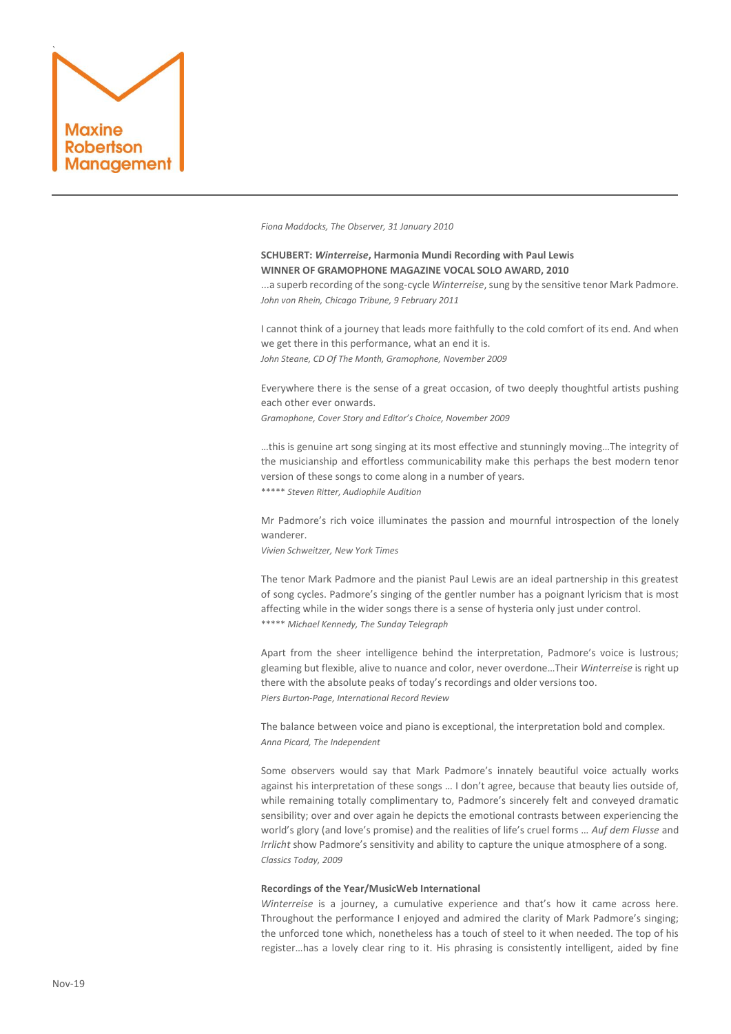*Fiona Maddocks, The Observer, 31 January 2010*

**SCHUBERT: *Winterreise*, Harmonia Mundi Recording with Paul Lewis**
**WINNER OF GRAMOPHONE MAGAZINE VOCAL SOLO AWARD, 2010**

...a superb recording of the song-cycle *Winterreise*, sung by the sensitive tenor Mark Padmore.
*John von Rhein, Chicago Tribune, 9 February 2011*

I cannot think of a journey that leads more faithfully to the cold comfort of its end. And when we get there in this performance, what an end it is.
*John Steane, CD Of The Month, Gramophone, November 2009*

Everywhere there is the sense of a great occasion, of two deeply thoughtful artists pushing each other ever onwards.
*Gramophone, Cover Story and Editor's Choice, November 2009*

…this is genuine art song singing at its most effective and stunningly moving…The integrity of the musicianship and effortless communicability make this perhaps the best modern tenor version of these songs to come along in a number of years.
***** *Steven Ritter, Audiophile Audition*

Mr Padmore's rich voice illuminates the passion and mournful introspection of the lonely wanderer.
*Vivien Schweitzer, New York Times*

The tenor Mark Padmore and the pianist Paul Lewis are an ideal partnership in this greatest of song cycles. Padmore's singing of the gentler number has a poignant lyricism that is most affecting while in the wider songs there is a sense of hysteria only just under control.
***** *Michael Kennedy, The Sunday Telegraph*

Apart from the sheer intelligence behind the interpretation, Padmore's voice is lustrous; gleaming but flexible, alive to nuance and color, never overdone…Their *Winterreise* is right up there with the absolute peaks of today's recordings and older versions too.
*Piers Burton-Page, International Record Review*

The balance between voice and piano is exceptional, the interpretation bold and complex.
*Anna Picard, The Independent*

Some observers would say that Mark Padmore's innately beautiful voice actually works against his interpretation of these songs … I don't agree, because that beauty lies outside of, while remaining totally complimentary to, Padmore's sincerely felt and conveyed dramatic sensibility; over and over again he depicts the emotional contrasts between experiencing the world's glory (and love's promise) and the realities of life's cruel forms … *Auf dem Flusse* and *Irrlicht* show Padmore's sensitivity and ability to capture the unique atmosphere of a song.
*Classics Today, 2009*

**Recordings of the Year/MusicWeb International**

*Winterreise* is a journey, a cumulative experience and that's how it came across here. Throughout the performance I enjoyed and admired the clarity of Mark Padmore's singing; the unforced tone which, nonetheless has a touch of steel to it when needed. The top of his register…has a lovely clear ring to it. His phrasing is consistently intelligent, aided by fine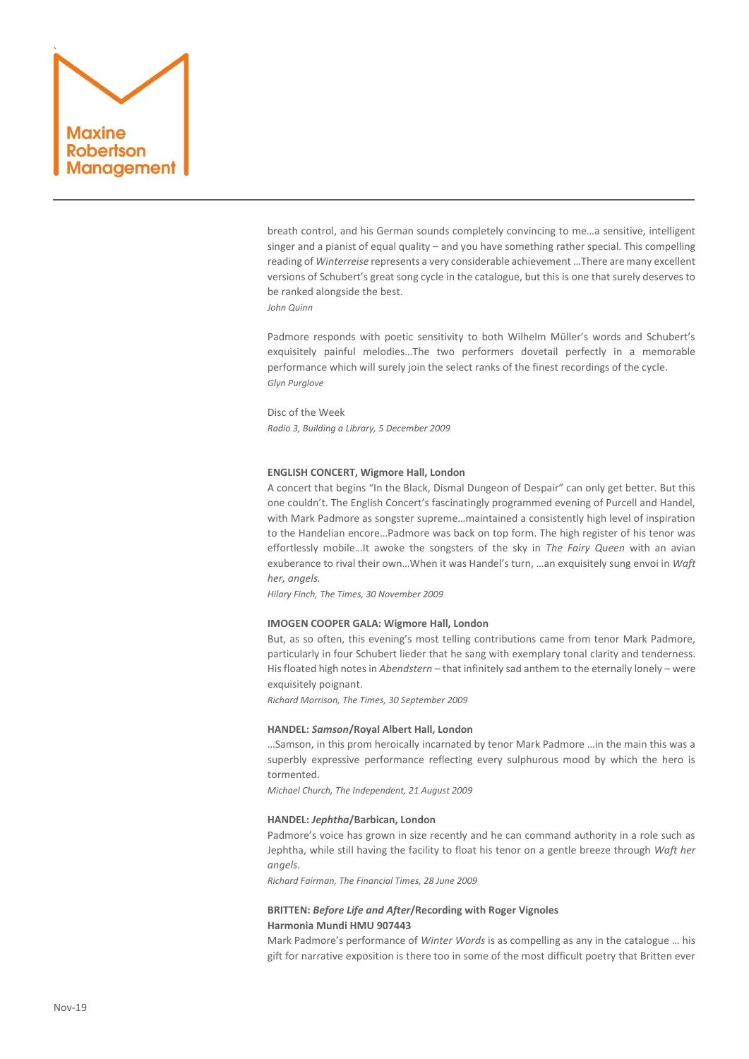breath control, and his German sounds completely convincing to me…a sensitive, intelligent singer and a pianist of equal quality – and you have something rather special. This compelling reading of *Winterreise* represents a very considerable achievement …There are many excellent versions of Schubert's great song cycle in the catalogue, but this is one that surely deserves to be ranked alongside the best.
*John Quinn*

Padmore responds with poetic sensitivity to both Wilhelm Müller's words and Schubert's exquisitely painful melodies…The two performers dovetail perfectly in a memorable performance which will surely join the select ranks of the finest recordings of the cycle.
*Glyn Purglove*

Disc of the Week
*Radio 3, Building a Library, 5 December 2009*

**ENGLISH CONCERT, Wigmore Hall, London**
A concert that begins "In the Black, Dismal Dungeon of Despair" can only get better. But this one couldn't. The English Concert's fascinatingly programmed evening of Purcell and Handel, with Mark Padmore as songster supreme…maintained a consistently high level of inspiration to the Handelian encore…Padmore was back on top form. The high register of his tenor was effortlessly mobile…It awoke the songsters of the sky in *The Fairy Queen* with an avian exuberance to rival their own…When it was Handel's turn, …an exquisitely sung envoi in *Waft her, angels.*
*Hilary Finch, The Times, 30 November 2009*

**IMOGEN COOPER GALA: Wigmore Hall, London**
But, as so often, this evening's most telling contributions came from tenor Mark Padmore, particularly in four Schubert lieder that he sang with exemplary tonal clarity and tenderness. His floated high notes in *Abendstern* – that infinitely sad anthem to the eternally lonely – were exquisitely poignant.
*Richard Morrison, The Times, 30 September 2009*

**HANDEL: *Samson*/Royal Albert Hall, London**
…Samson, in this prom heroically incarnated by tenor Mark Padmore …in the main this was a superbly expressive performance reflecting every sulphurous mood by which the hero is tormented.
*Michael Church, The Independent, 21 August 2009*

**HANDEL: *Jephtha*/Barbican, London**
Padmore's voice has grown in size recently and he can command authority in a role such as Jephtha, while still having the facility to float his tenor on a gentle breeze through *Waft her angels*.
*Richard Fairman, The Financial Times, 28 June 2009*

**BRITTEN: *Before Life and After*/Recording with Roger Vignoles**
**Harmonia Mundi HMU 907443**
Mark Padmore's performance of *Winter Words* is as compelling as any in the catalogue … his gift for narrative exposition is there too in some of the most difficult poetry that Britten ever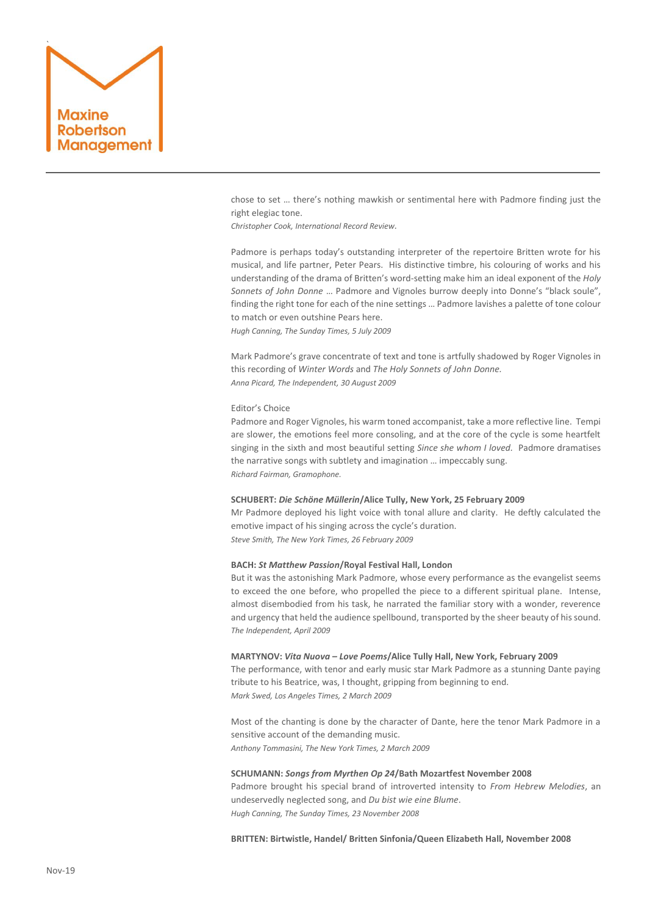chose to set … there's nothing mawkish or sentimental here with Padmore finding just the right elegiac tone.
*Christopher Cook, International Record Review.*

Padmore is perhaps today's outstanding interpreter of the repertoire Britten wrote for his musical, and life partner, Peter Pears. His distinctive timbre, his colouring of works and his understanding of the drama of Britten's word-setting make him an ideal exponent of the *Holy Sonnets of John Donne* … Padmore and Vignoles burrow deeply into Donne's "black soule", finding the right tone for each of the nine settings … Padmore lavishes a palette of tone colour to match or even outshine Pears here.
*Hugh Canning, The Sunday Times, 5 July 2009*

Mark Padmore's grave concentrate of text and tone is artfully shadowed by Roger Vignoles in this recording of *Winter Words* and *The Holy Sonnets of John Donne.*
*Anna Picard, The Independent, 30 August 2009*

Editor's Choice
Padmore and Roger Vignoles, his warm toned accompanist, take a more reflective line. Tempi are slower, the emotions feel more consoling, and at the core of the cycle is some heartfelt singing in the sixth and most beautiful setting *Since she whom I loved.* Padmore dramatises the narrative songs with subtlety and imagination … impeccably sung.
*Richard Fairman, Gramophone.*

**SCHUBERT: *Die Schöne Müllerin*/Alice Tully, New York, 25 February 2009**
Mr Padmore deployed his light voice with tonal allure and clarity. He deftly calculated the emotive impact of his singing across the cycle's duration.
*Steve Smith, The New York Times, 26 February 2009*

**BACH: *St Matthew Passion*/Royal Festival Hall, London**
But it was the astonishing Mark Padmore, whose every performance as the evangelist seems to exceed the one before, who propelled the piece to a different spiritual plane. Intense, almost disembodied from his task, he narrated the familiar story with a wonder, reverence and urgency that held the audience spellbound, transported by the sheer beauty of his sound.
*The Independent, April 2009*

**MARTYNOV: *Vita Nuova – Love Poems*/Alice Tully Hall, New York, February 2009**
The performance, with tenor and early music star Mark Padmore as a stunning Dante paying tribute to his Beatrice, was, I thought, gripping from beginning to end.
*Mark Swed, Los Angeles Times, 2 March 2009*

Most of the chanting is done by the character of Dante, here the tenor Mark Padmore in a sensitive account of the demanding music.
*Anthony Tommasini, The New York Times, 2 March 2009*

**SCHUMANN: *Songs from Myrthen Op 24*/Bath Mozartfest November 2008**
Padmore brought his special brand of introverted intensity to *From Hebrew Melodies*, an undeservedly neglected song, and *Du bist wie eine Blume*.
*Hugh Canning, The Sunday Times, 23 November 2008*

**BRITTEN: Birtwistle, Handel/ Britten Sinfonia/Queen Elizabeth Hall, November 2008**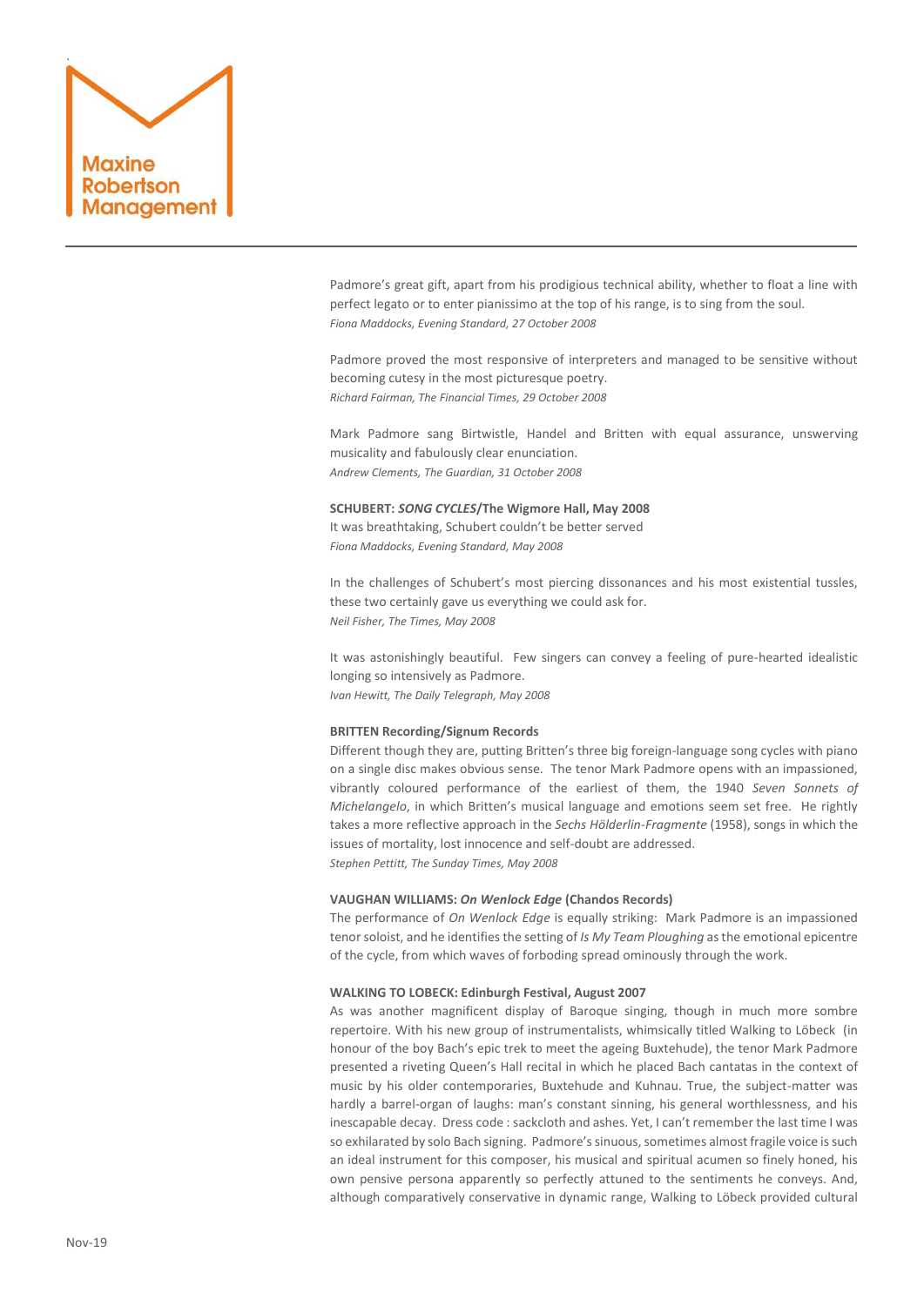Padmore's great gift, apart from his prodigious technical ability, whether to float a line with perfect legato or to enter pianissimo at the top of his range, is to sing from the soul.
*Fiona Maddocks, Evening Standard, 27 October 2008*

Padmore proved the most responsive of interpreters and managed to be sensitive without becoming cutesy in the most picturesque poetry.
*Richard Fairman, The Financial Times, 29 October 2008*

Mark Padmore sang Birtwistle, Handel and Britten with equal assurance, unswerving musicality and fabulously clear enunciation.
*Andrew Clements, The Guardian, 31 October 2008*

**SCHUBERT: *SONG CYCLES*/The Wigmore Hall, May 2008**
It was breathtaking, Schubert couldn't be better served
*Fiona Maddocks, Evening Standard, May 2008*

In the challenges of Schubert's most piercing dissonances and his most existential tussles, these two certainly gave us everything we could ask for.
*Neil Fisher, The Times, May 2008*

It was astonishingly beautiful. Few singers can convey a feeling of pure-hearted idealistic longing so intensively as Padmore.
*Ivan Hewitt, The Daily Telegraph, May 2008*

**BRITTEN Recording/Signum Records**
Different though they are, putting Britten's three big foreign-language song cycles with piano on a single disc makes obvious sense. The tenor Mark Padmore opens with an impassioned, vibrantly coloured performance of the earliest of them, the 1940 *Seven Sonnets of Michelangelo*, in which Britten's musical language and emotions seem set free. He rightly takes a more reflective approach in the *Sechs Hölderlin-Fragmente* (1958), songs in which the issues of mortality, lost innocence and self-doubt are addressed.
*Stephen Pettitt, The Sunday Times, May 2008*

**VAUGHAN WILLIAMS: *On Wenlock Edge* (Chandos Records)**
The performance of *On Wenlock Edge* is equally striking: Mark Padmore is an impassioned tenor soloist, and he identifies the setting of *Is My Team Ploughing* as the emotional epicentre of the cycle, from which waves of forboding spread ominously through the work.

**WALKING TO LOBECK: Edinburgh Festival, August 2007**
As was another magnificent display of Baroque singing, though in much more sombre repertoire. With his new group of instrumentalists, whimsically titled Walking to Löbeck (in honour of the boy Bach's epic trek to meet the ageing Buxtehude), the tenor Mark Padmore presented a riveting Queen's Hall recital in which he placed Bach cantatas in the context of music by his older contemporaries, Buxtehude and Kuhnau. True, the subject-matter was hardly a barrel-organ of laughs: man's constant sinning, his general worthlessness, and his inescapable decay. Dress code : sackcloth and ashes. Yet, I can't remember the last time I was so exhilarated by solo Bach signing. Padmore's sinuous, sometimes almost fragile voice is such an ideal instrument for this composer, his musical and spiritual acumen so finely honed, his own pensive persona apparently so perfectly attuned to the sentiments he conveys. And, although comparatively conservative in dynamic range, Walking to Löbeck provided cultural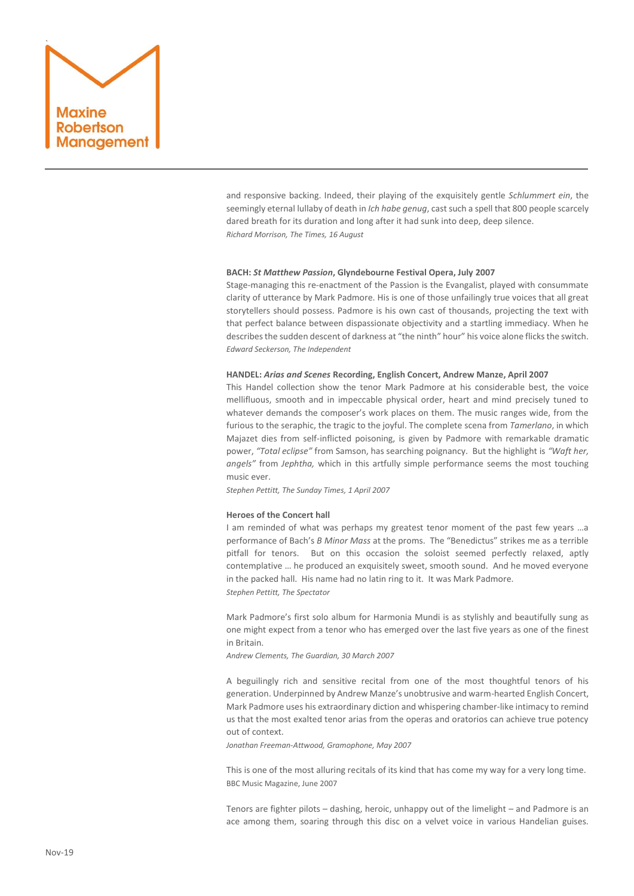and responsive backing. Indeed, their playing of the exquisitely gentle *Schlummert ein*, the seemingly eternal lullaby of death in *Ich habe genug*, cast such a spell that 800 people scarcely dared breath for its duration and long after it had sunk into deep, deep silence.
*Richard Morrison, The Times, 16 August*

**BACH: *St Matthew Passion*, Glyndebourne Festival Opera, July 2007**
Stage-managing this re-enactment of the Passion is the Evangalist, played with consummate clarity of utterance by Mark Padmore. His is one of those unfailingly true voices that all great storytellers should possess. Padmore is his own cast of thousands, projecting the text with that perfect balance between dispassionate objectivity and a startling immediacy. When he describes the sudden descent of darkness at "the ninth" hour" his voice alone flicks the switch.
*Edward Seckerson, The Independent*

**HANDEL: *Arias and Scenes* Recording, English Concert, Andrew Manze, April 2007**
This Handel collection show the tenor Mark Padmore at his considerable best, the voice mellifluous, smooth and in impeccable physical order, heart and mind precisely tuned to whatever demands the composer's work places on them. The music ranges wide, from the furious to the seraphic, the tragic to the joyful. The complete scena from *Tamerlano*, in which Majazet dies from self-inflicted poisoning, is given by Padmore with remarkable dramatic power, *"Total eclipse"* from Samson, has searching poignancy. But the highlight is *"Waft her, angels"* from *Jephtha,* which in this artfully simple performance seems the most touching music ever.
*Stephen Pettitt, The Sunday Times, 1 April 2007*

**Heroes of the Concert hall**
I am reminded of what was perhaps my greatest tenor moment of the past few years …a performance of Bach's *B Minor Mass* at the proms. The "Benedictus" strikes me as a terrible pitfall for tenors. But on this occasion the soloist seemed perfectly relaxed, aptly contemplative … he produced an exquisitely sweet, smooth sound. And he moved everyone in the packed hall. His name had no latin ring to it. It was Mark Padmore.
*Stephen Pettitt, The Spectator*

Mark Padmore's first solo album for Harmonia Mundi is as stylishly and beautifully sung as one might expect from a tenor who has emerged over the last five years as one of the finest in Britain.
*Andrew Clements, The Guardian, 30 March 2007*

A beguilingly rich and sensitive recital from one of the most thoughtful tenors of his generation. Underpinned by Andrew Manze's unobtrusive and warm-hearted English Concert, Mark Padmore uses his extraordinary diction and whispering chamber-like intimacy to remind us that the most exalted tenor arias from the operas and oratorios can achieve true potency out of context.
*Jonathan Freeman-Attwood, Gramophone, May 2007*

This is one of the most alluring recitals of its kind that has come my way for a very long time.
BBC Music Magazine, June 2007

Tenors are fighter pilots – dashing, heroic, unhappy out of the limelight – and Padmore is an ace among them, soaring through this disc on a velvet voice in various Handelian guises.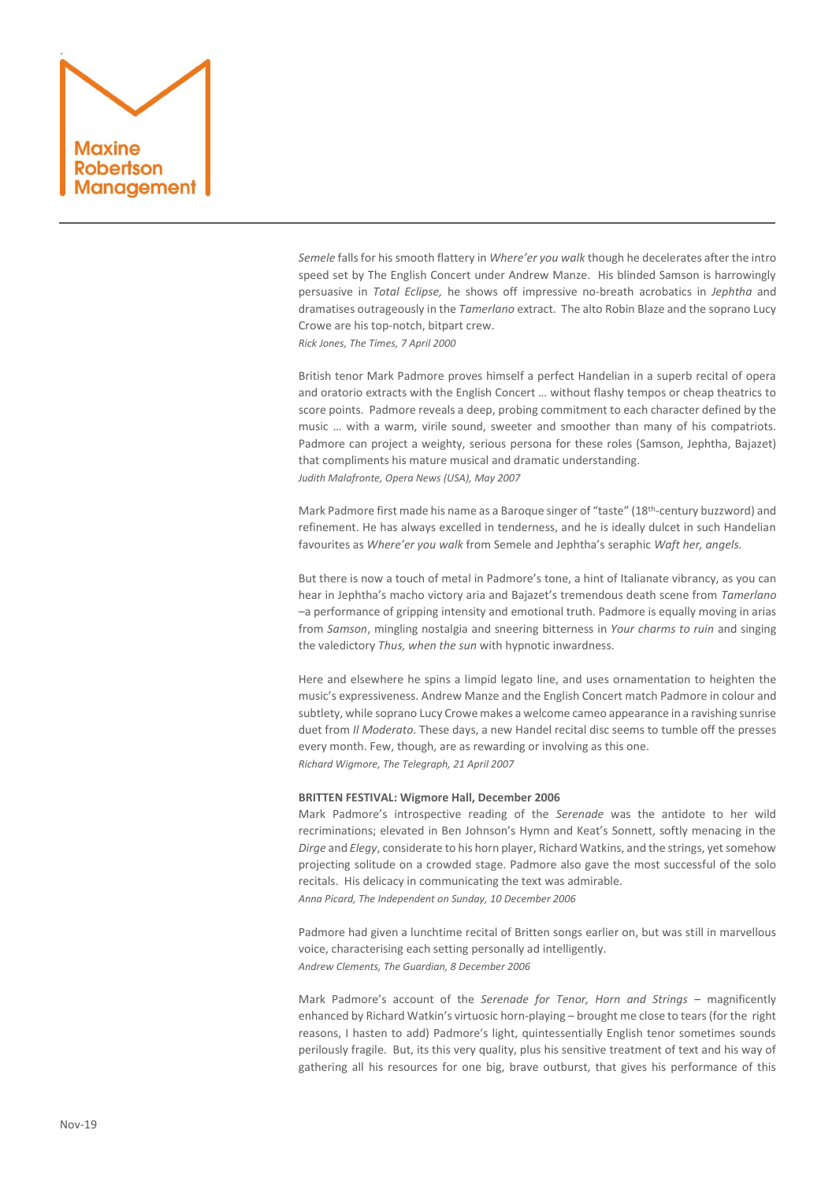*Semele* falls for his smooth flattery in *Where'er you walk* though he decelerates after the intro speed set by The English Concert under Andrew Manze. His blinded Samson is harrowingly persuasive in *Total Eclipse,* he shows off impressive no-breath acrobatics in *Jephtha* and dramatises outrageously in the *Tamerlano* extract. The alto Robin Blaze and the soprano Lucy Crowe are his top-notch, bitpart crew.
*Rick Jones, The Times, 7 April 2000*

British tenor Mark Padmore proves himself a perfect Handelian in a superb recital of opera and oratorio extracts with the English Concert … without flashy tempos or cheap theatrics to score points. Padmore reveals a deep, probing commitment to each character defined by the music … with a warm, virile sound, sweeter and smoother than many of his compatriots. Padmore can project a weighty, serious persona for these roles (Samson, Jephtha, Bajazet) that compliments his mature musical and dramatic understanding.
*Judith Malafronte, Opera News (USA), May 2007*

Mark Padmore first made his name as a Baroque singer of "taste" (18th-century buzzword) and refinement. He has always excelled in tenderness, and he is ideally dulcet in such Handelian favourites as *Where'er you walk* from Semele and Jephtha's seraphic *Waft her, angels.*

But there is now a touch of metal in Padmore's tone, a hint of Italianate vibrancy, as you can hear in Jephtha's macho victory aria and Bajazet's tremendous death scene from *Tamerlano* –a performance of gripping intensity and emotional truth. Padmore is equally moving in arias from *Samson*, mingling nostalgia and sneering bitterness in *Your charms to ruin* and singing the valedictory *Thus, when the sun* with hypnotic inwardness.

Here and elsewhere he spins a limpid legato line, and uses ornamentation to heighten the music's expressiveness. Andrew Manze and the English Concert match Padmore in colour and subtlety, while soprano Lucy Crowe makes a welcome cameo appearance in a ravishing sunrise duet from *Il Moderato*. These days, a new Handel recital disc seems to tumble off the presses every month. Few, though, are as rewarding or involving as this one.
*Richard Wigmore, The Telegraph, 21 April 2007*

**BRITTEN FESTIVAL: Wigmore Hall, December 2006**
Mark Padmore's introspective reading of the *Serenade* was the antidote to her wild recriminations; elevated in Ben Johnson's Hymn and Keat's Sonnett, softly menacing in the *Dirge* and *Elegy*, considerate to his horn player, Richard Watkins, and the strings, yet somehow projecting solitude on a crowded stage. Padmore also gave the most successful of the solo recitals. His delicacy in communicating the text was admirable.
*Anna Picard, The Independent on Sunday, 10 December 2006*

Padmore had given a lunchtime recital of Britten songs earlier on, but was still in marvellous voice, characterising each setting personally ad intelligently.
*Andrew Clements, The Guardian, 8 December 2006*

Mark Padmore's account of the *Serenade for Tenor, Horn and Strings* – magnificently enhanced by Richard Watkin's virtuosic horn-playing – brought me close to tears (for the right reasons, I hasten to add) Padmore's light, quintessentially English tenor sometimes sounds perilously fragile. But, its this very quality, plus his sensitive treatment of text and his way of gathering all his resources for one big, brave outburst, that gives his performance of this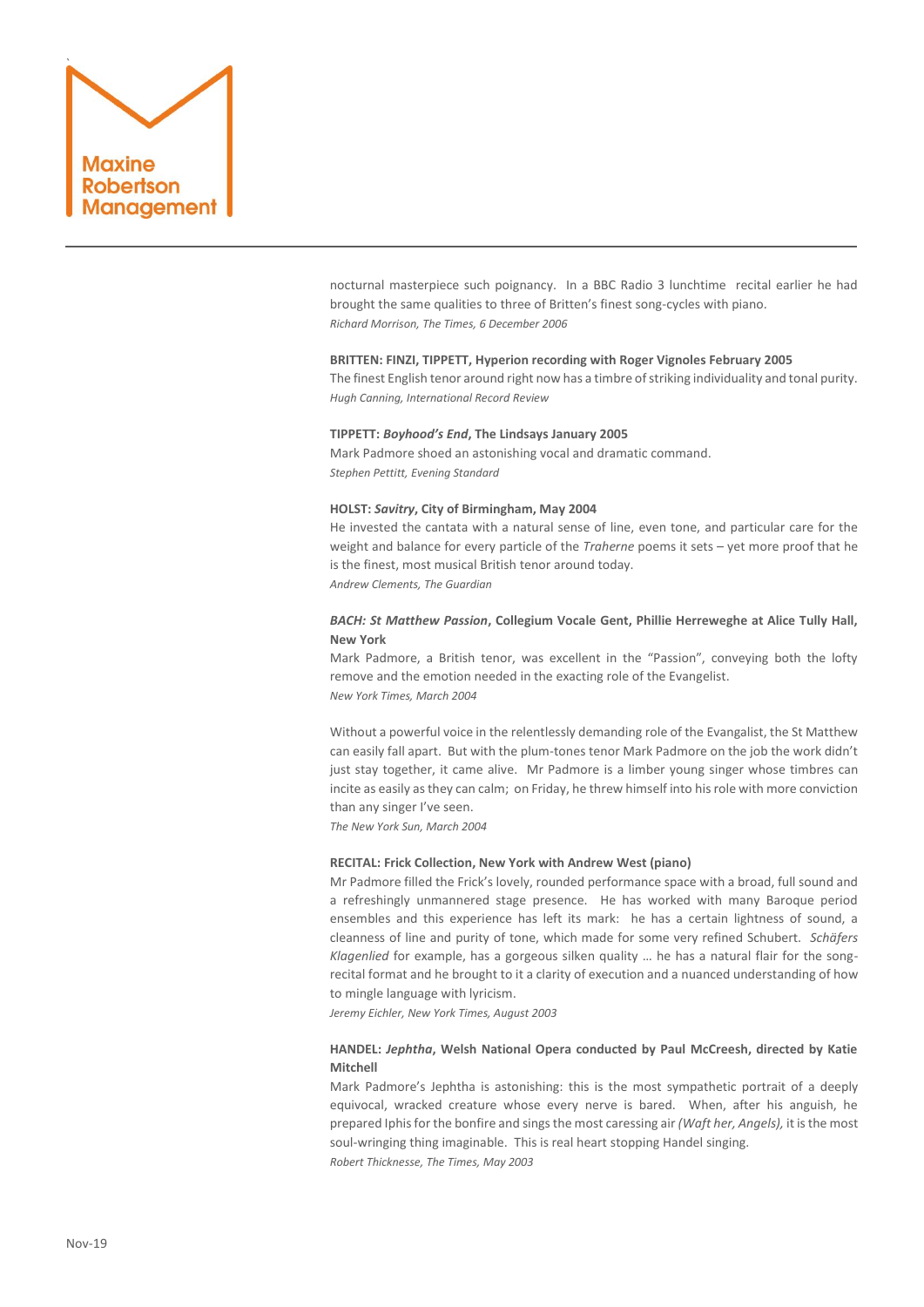nocturnal masterpiece such poignancy. In a BBC Radio 3 lunchtime recital earlier he had brought the same qualities to three of Britten's finest song-cycles with piano.
*Richard Morrison, The Times, 6 December 2006*

**BRITTEN: FINZI, TIPPETT, Hyperion recording with Roger Vignoles February 2005**
The finest English tenor around right now has a timbre of striking individuality and tonal purity.
*Hugh Canning, International Record Review*

**TIPPETT: *Boyhood's End*, The Lindsays January 2005**
Mark Padmore shoed an astonishing vocal and dramatic command.
*Stephen Pettitt, Evening Standard*

**HOLST: *Savitry*, City of Birmingham, May 2004**
He invested the cantata with a natural sense of line, even tone, and particular care for the weight and balance for every particle of the *Traherne* poems it sets – yet more proof that he is the finest, most musical British tenor around today.
*Andrew Clements, The Guardian*

***BACH: St Matthew Passion*, Collegium Vocale Gent, Phillie Herreweghe at Alice Tully Hall, New York**
Mark Padmore, a British tenor, was excellent in the "Passion", conveying both the lofty remove and the emotion needed in the exacting role of the Evangelist.
*New York Times, March 2004*

Without a powerful voice in the relentlessly demanding role of the Evangalist, the St Matthew can easily fall apart. But with the plum-tones tenor Mark Padmore on the job the work didn't just stay together, it came alive. Mr Padmore is a limber young singer whose timbres can incite as easily as they can calm; on Friday, he threw himself into his role with more conviction than any singer I've seen.
*The New York Sun, March 2004*

**RECITAL: Frick Collection, New York with Andrew West (piano)**
Mr Padmore filled the Frick's lovely, rounded performance space with a broad, full sound and a refreshingly unmannered stage presence. He has worked with many Baroque period ensembles and this experience has left its mark: he has a certain lightness of sound, a cleanness of line and purity of tone, which made for some very refined Schubert. *Schäfers Klagenlied* for example, has a gorgeous silken quality … he has a natural flair for the song-recital format and he brought to it a clarity of execution and a nuanced understanding of how to mingle language with lyricism.
*Jeremy Eichler, New York Times, August 2003*

**HANDEL: *Jephtha*, Welsh National Opera conducted by Paul McCreesh, directed by Katie Mitchell**
Mark Padmore's Jephtha is astonishing: this is the most sympathetic portrait of a deeply equivocal, wracked creature whose every nerve is bared. When, after his anguish, he prepared Iphis for the bonfire and sings the most caressing air *(Waft her, Angels),* it is the most soul-wringing thing imaginable. This is real heart stopping Handel singing.
*Robert Thicknesse, The Times, May 2003*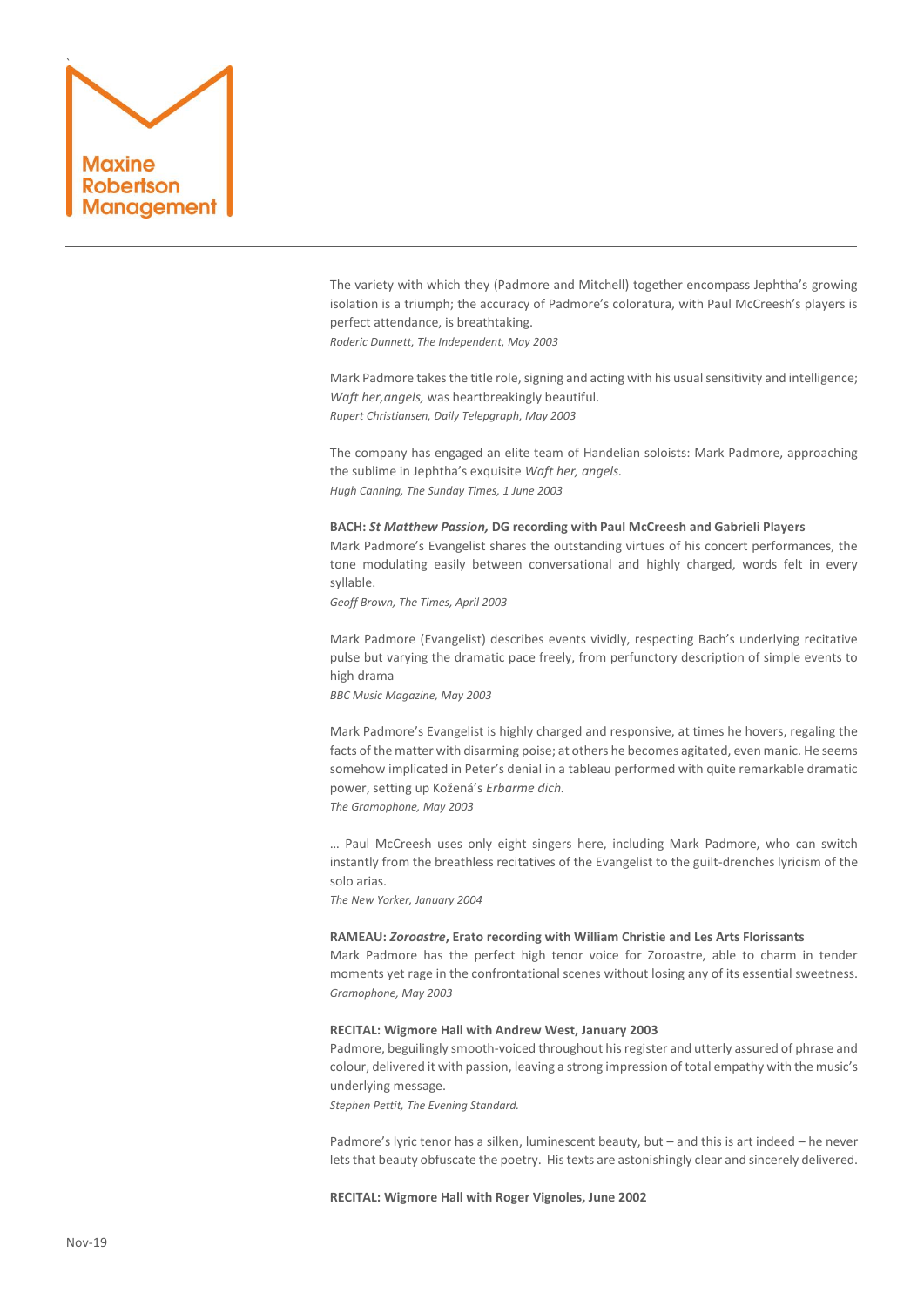The variety with which they (Padmore and Mitchell) together encompass Jephtha's growing isolation is a triumph; the accuracy of Padmore's coloratura, with Paul McCreesh's players is perfect attendance, is breathtaking.
*Roderic Dunnett, The Independent, May 2003*

Mark Padmore takes the title role, signing and acting with his usual sensitivity and intelligence; *Waft her,angels,* was heartbreakingly beautiful.
*Rupert Christiansen, Daily Telepgraph, May 2003*

The company has engaged an elite team of Handelian soloists: Mark Padmore, approaching the sublime in Jephtha's exquisite *Waft her, angels.*
*Hugh Canning, The Sunday Times, 1 June 2003*

**BACH: *St Matthew Passion,* DG recording with Paul McCreesh and Gabrieli Players**
Mark Padmore's Evangelist shares the outstanding virtues of his concert performances, the tone modulating easily between conversational and highly charged, words felt in every syllable.
*Geoff Brown, The Times, April 2003*

Mark Padmore (Evangelist) describes events vividly, respecting Bach's underlying recitative pulse but varying the dramatic pace freely, from perfunctory description of simple events to high drama
*BBC Music Magazine, May 2003*

Mark Padmore's Evangelist is highly charged and responsive, at times he hovers, regaling the facts of the matter with disarming poise; at others he becomes agitated, even manic. He seems somehow implicated in Peter's denial in a tableau performed with quite remarkable dramatic power, setting up Kožená's *Erbarme dich.*
*The Gramophone, May 2003*

… Paul McCreesh uses only eight singers here, including Mark Padmore, who can switch instantly from the breathless recitatives of the Evangelist to the guilt-drenches lyricism of the solo arias.
*The New Yorker, January 2004*

**RAMEAU: *Zoroastre*, Erato recording with William Christie and Les Arts Florissants**
Mark Padmore has the perfect high tenor voice for Zoroastre, able to charm in tender moments yet rage in the confrontational scenes without losing any of its essential sweetness.
*Gramophone, May 2003*

**RECITAL: Wigmore Hall with Andrew West, January 2003**
Padmore, beguilingly smooth-voiced throughout his register and utterly assured of phrase and colour, delivered it with passion, leaving a strong impression of total empathy with the music's underlying message.
*Stephen Pettit, The Evening Standard.*

Padmore's lyric tenor has a silken, luminescent beauty, but – and this is art indeed – he never lets that beauty obfuscate the poetry. His texts are astonishingly clear and sincerely delivered.

**RECITAL: Wigmore Hall with Roger Vignoles, June 2002**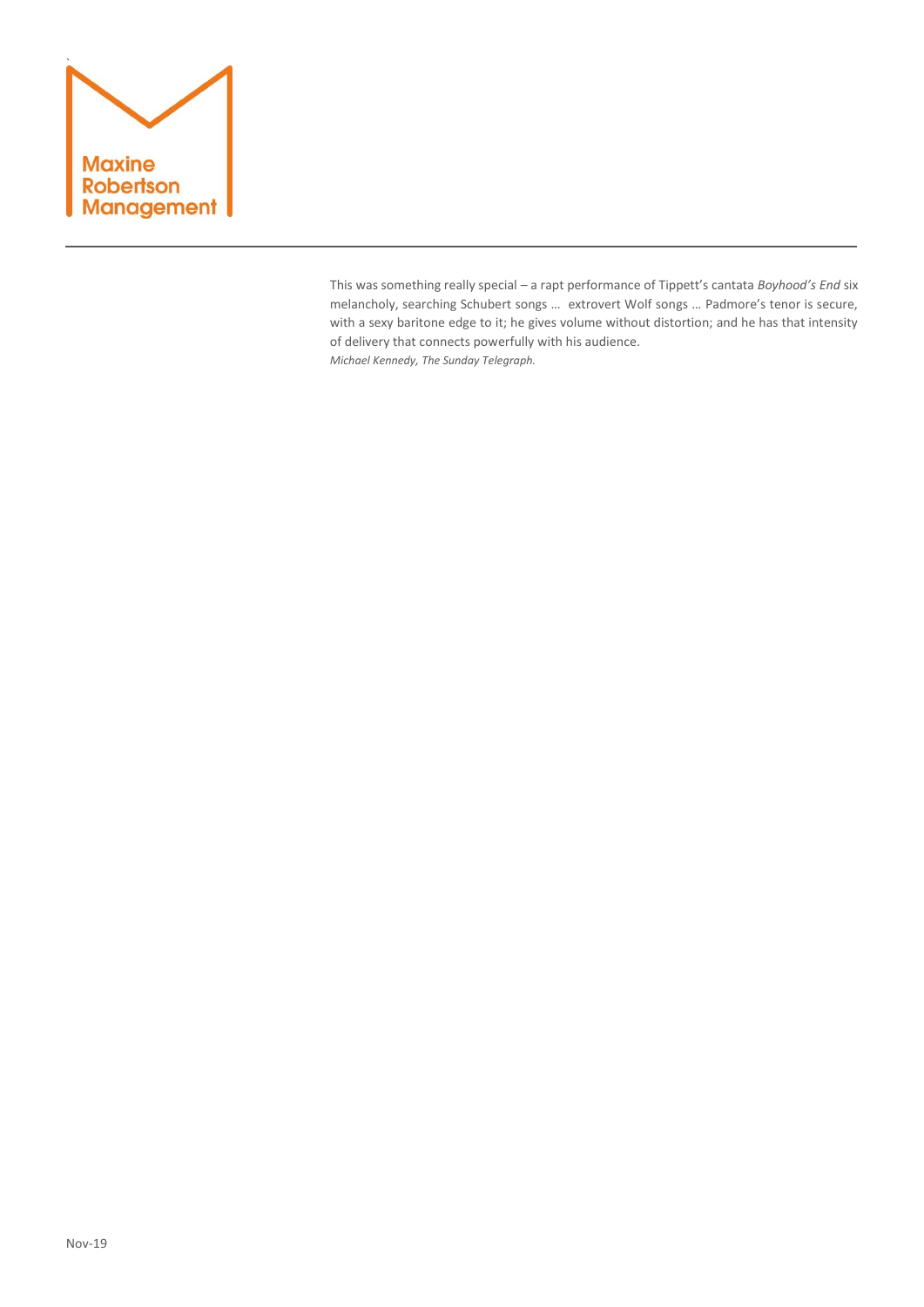This was something really special – a rapt performance of Tippett's cantata *Boyhood's End* six melancholy, searching Schubert songs … extrovert Wolf songs … Padmore's tenor is secure, with a sexy baritone edge to it; he gives volume without distortion; and he has that intensity of delivery that connects powerfully with his audience.
*Michael Kennedy, The Sunday Telegraph.*